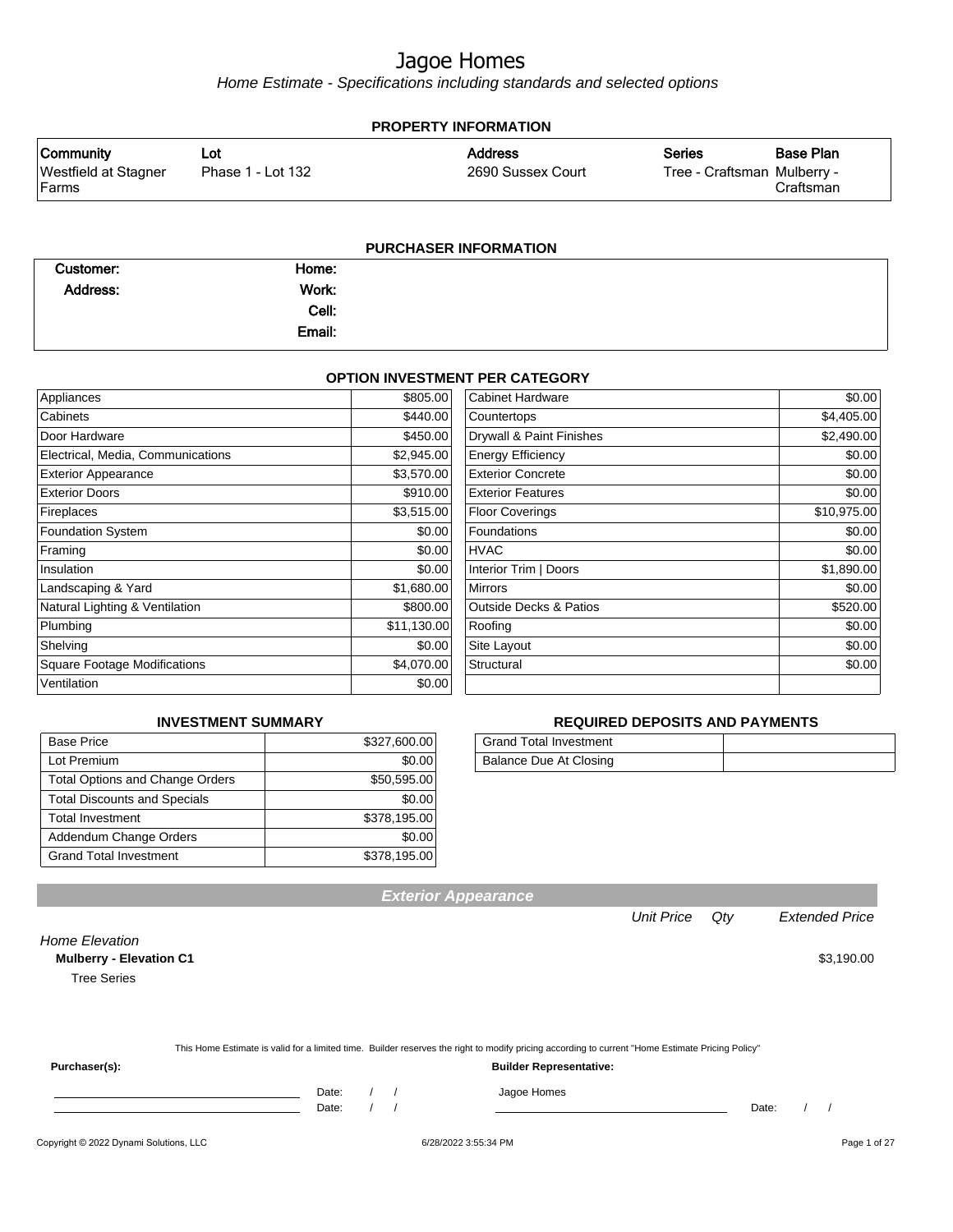# Jagoe Homes

*Home Estimate - Specifications including standards and selected options*

## PROPERTY INFORMATION

| Community | Lot | Address | Series | Base Plan |
|---|---|---|---|---|
| Westfield at Stagner Farms | Phase 1 - Lot 132 | 2690 Sussex Court | Tree - Craftsman | Mulberry - Craftsman |

## PURCHASER INFORMATION

| | | |
|---|---|---|
| Customer: | Home: | |
| Address: | Work: | |
| | Cell: | |
| | Email: | |

## OPTION INVESTMENT PER CATEGORY

| Category | Amount | Category | Amount |
|---|---|---|---|
| Appliances | $805.00 | Cabinet Hardware | $0.00 |
| Cabinets | $440.00 | Countertops | $4,405.00 |
| Door Hardware | $450.00 | Drywall & Paint Finishes | $2,490.00 |
| Electrical, Media, Communications | $2,945.00 | Energy Efficiency | $0.00 |
| Exterior Appearance | $3,570.00 | Exterior Concrete | $0.00 |
| Exterior Doors | $910.00 | Exterior Features | $0.00 |
| Fireplaces | $3,515.00 | Floor Coverings | $10,975.00 |
| Foundation System | $0.00 | Foundations | $0.00 |
| Framing | $0.00 | HVAC | $0.00 |
| Insulation | $0.00 | Interior Trim \| Doors | $1,890.00 |
| Landscaping & Yard | $1,680.00 | Mirrors | $0.00 |
| Natural Lighting & Ventilation | $800.00 | Outside Decks & Patios | $520.00 |
| Plumbing | $11,130.00 | Roofing | $0.00 |
| Shelving | $0.00 | Site Layout | $0.00 |
| Square Footage Modifications | $4,070.00 | Structural | $0.00 |
| Ventilation | $0.00 | | |

## INVESTMENT SUMMARY

| | |
|---|---|
| Base Price | $327,600.00 |
| Lot Premium | $0.00 |
| Total Options and Change Orders | $50,595.00 |
| Total Discounts and Specials | $0.00 |
| Total Investment | $378,195.00 |
| Addendum Change Orders | $0.00 |
| Grand Total Investment | $378,195.00 |

## REQUIRED DEPOSITS AND PAYMENTS

| | |
|---|---|
| Grand Total Investment | |
| Balance Due At Closing | |

## Exterior Appearance

| | Unit Price | Qty | Extended Price |
|---|---|---|---|
| *Home Elevation* | | | |
| **Mulberry - Elevation C1** | | | $3,190.00 |
| Tree Series | | | |

This Home Estimate is valid for a limited time. Builder reserves the right to modify pricing according to current "Home Estimate Pricing Policy"

**Purchaser(s):**

Date: / /

Date: / /

**Builder Representative:**

Jagoe Homes

Date: / /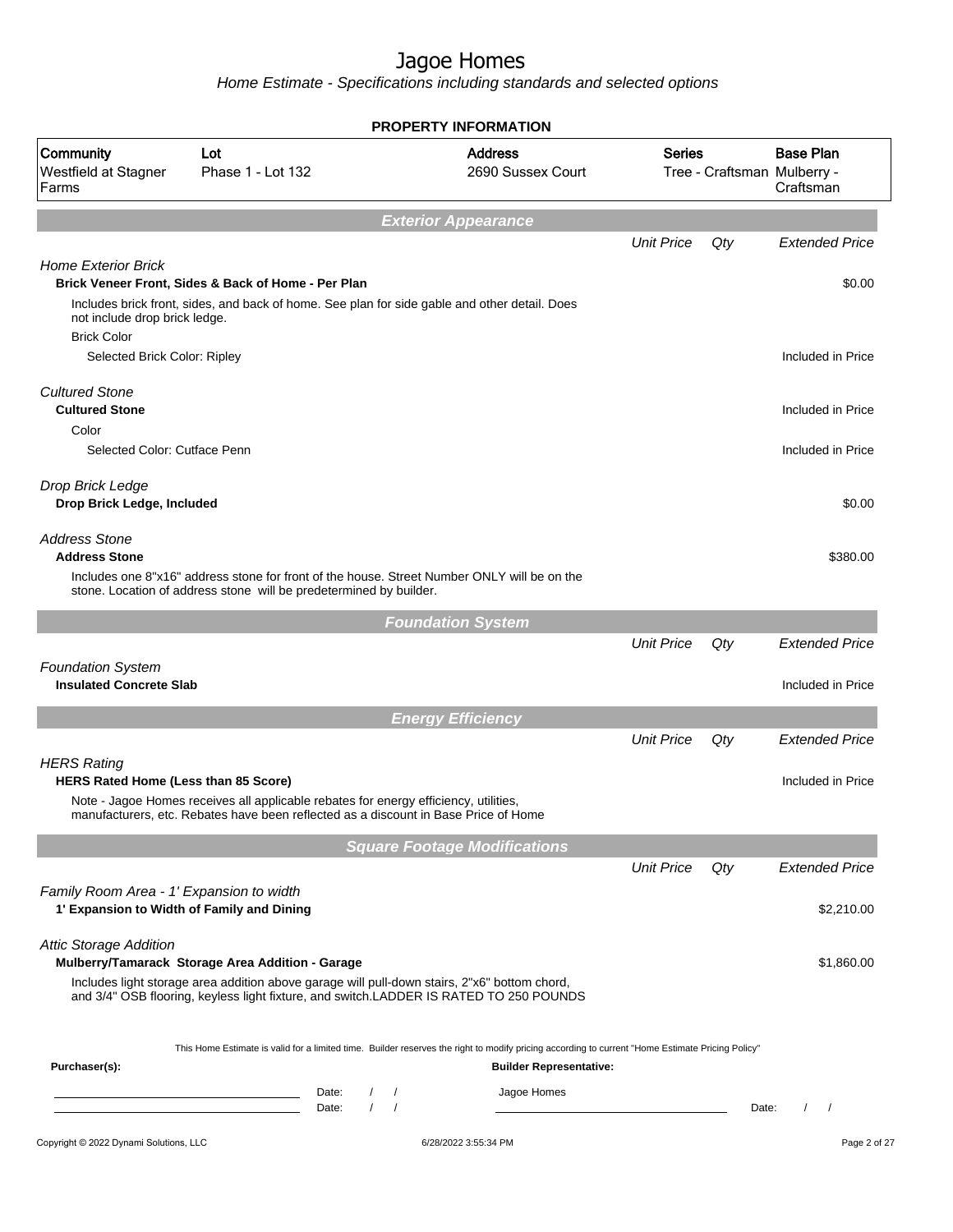# Jagoe Homes

*Home Estimate - Specifications including standards and selected options*

## PROPERTY INFORMATION

| Community | Lot | Address | Series | Base Plan |
|---|---|---|---|---|
| Westfield at Stagner Farms | Phase 1 - Lot 132 | 2690 Sussex Court | Tree - Craftsman | Mulberry - Craftsman |

## Exterior Appearance

| | Unit Price | Qty | Extended Price |
|---|---|---|---|
| *Home Exterior Brick* | | | |
| **Brick Veneer Front, Sides & Back of Home - Per Plan** | | | $0.00 |
| Includes brick front, sides, and back of home. See plan for side gable and other detail. Does not include drop brick ledge. | | | |
| Brick Color | | | |
| Selected Brick Color: Ripley | | | Included in Price |
| *Cultured Stone* | | | |
| **Cultured Stone** | | | Included in Price |
| Color | | | |
| Selected Color: Cutface Penn | | | Included in Price |
| *Drop Brick Ledge* | | | |
| **Drop Brick Ledge, Included** | | | $0.00 |
| *Address Stone* | | | |
| **Address Stone** | | | $380.00 |
| Includes one 8"x16" address stone for front of the house. Street Number ONLY will be on the stone. Location of address stone will be predetermined by builder. | | | |

## Foundation System

| | Unit Price | Qty | Extended Price |
|---|---|---|---|
| *Foundation System* | | | |
| **Insulated Concrete Slab** | | | Included in Price |

## Energy Efficiency

| | Unit Price | Qty | Extended Price |
|---|---|---|---|
| *HERS Rating* | | | |
| **HERS Rated Home (Less than 85 Score)** | | | Included in Price |
| Note - Jagoe Homes receives all applicable rebates for energy efficiency, utilities, manufacturers, etc. Rebates have been reflected as a discount in Base Price of Home | | | |

## Square Footage Modifications

| | Unit Price | Qty | Extended Price |
|---|---|---|---|
| *Family Room Area - 1' Expansion to width* | | | |
| **1' Expansion to Width of Family and Dining** | | | $2,210.00 |
| *Attic Storage Addition* | | | |
| **Mulberry/Tamarack Storage Area Addition - Garage** | | | $1,860.00 |
| Includes light storage area addition above garage will pull-down stairs, 2"x6" bottom chord, and 3/4" OSB flooring, keyless light fixture, and switch.LADDER IS RATED TO 250 POUNDS | | | |

This Home Estimate is valid for a limited time. Builder reserves the right to modify pricing according to current "Home Estimate Pricing Policy"

**Purchaser(s):**

\_\_\_\_\_\_\_\_\_\_\_\_\_\_\_\_\_\_\_\_ Date: / /

\_\_\_\_\_\_\_\_\_\_\_\_\_\_\_\_\_\_\_\_ Date: / /

**Builder Representative:**

Jagoe Homes

\_\_\_\_\_\_\_\_\_\_\_\_\_\_\_\_\_\_\_\_ Date: / /

Copyright © 2022 Dynami Solutions, LLC — 6/28/2022 3:55:34 PM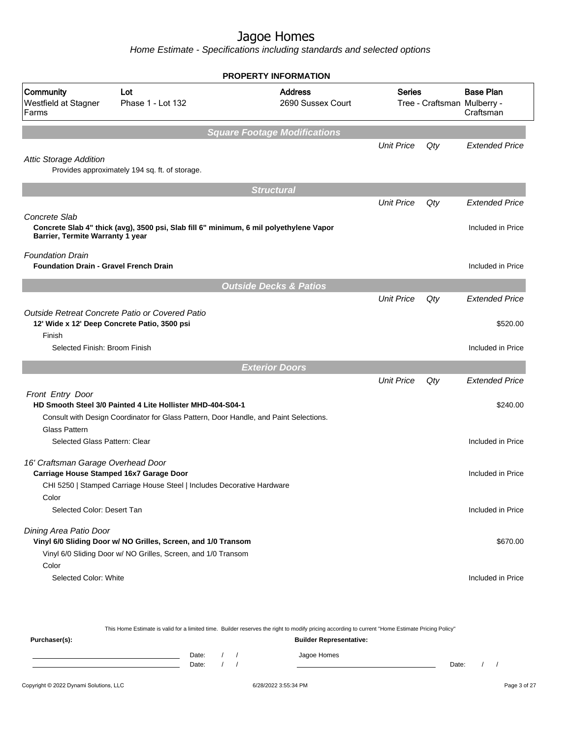# Jagoe Homes

*Home Estimate - Specifications including standards and selected options*

## PROPERTY INFORMATION

| Community | Lot | Address | Series | Base Plan |
|---|---|---|---|---|
| Westfield at Stagner Farms | Phase 1 - Lot 132 | 2690 Sussex Court | Tree - Craftsman | Mulberry - Craftsman |

## Square Footage Modifications

| | Unit Price | Qty | Extended Price |
|---|---|---|---|
| *Attic Storage Addition* | | | |
| Provides approximately 194 sq. ft. of storage. | | | |

## Structural

| | Unit Price | Qty | Extended Price |
|---|---|---|---|
| *Concrete Slab* | | | |
| **Concrete Slab 4" thick (avg), 3500 psi, Slab fill 6" minimum, 6 mil polyethylene Vapor Barrier, Termite Warranty 1 year** | | | Included in Price |
| *Foundation Drain* | | | |
| **Foundation Drain - Gravel French Drain** | | | Included in Price |

## Outside Decks & Patios

| | Unit Price | Qty | Extended Price |
|---|---|---|---|
| *Outside Retreat Concrete Patio or Covered Patio* | | | |
| **12' Wide x 12' Deep Concrete Patio, 3500 psi** | | | $520.00 |
| Finish | | | |
| Selected Finish: Broom Finish | | | Included in Price |

## Exterior Doors

| | Unit Price | Qty | Extended Price |
|---|---|---|---|
| *Front Entry Door* | | | |
| **HD Smooth Steel 3/0 Painted 4 Lite Hollister MHD-404-S04-1** | | | $240.00 |
| Consult with Design Coordinator for Glass Pattern, Door Handle, and Paint Selections. | | | |
| Glass Pattern | | | |
| Selected Glass Pattern: Clear | | | Included in Price |
| *16' Craftsman Garage Overhead Door* | | | |
| **Carriage House Stamped 16x7 Garage Door** | | | Included in Price |
| CHI 5250 \| Stamped Carriage House Steel \| Includes Decorative Hardware | | | |
| Color | | | |
| Selected Color: Desert Tan | | | Included in Price |
| *Dining Area Patio Door* | | | |
| **Vinyl 6/0 Sliding Door w/ NO Grilles, Screen, and 1/0 Transom** | | | $670.00 |
| Vinyl 6/0 Sliding Door w/ NO Grilles, Screen, and 1/0 Transom | | | |
| Color | | | |
| Selected Color: White | | | Included in Price |

This Home Estimate is valid for a limited time. Builder reserves the right to modify pricing according to current "Home Estimate Pricing Policy"

**Purchaser(s):**

Date: / /

Date: / /

**Builder Representative:**

Jagoe Homes

Date: / /

Copyright © 2022 Dynami Solutions, LLC — 6/28/2022 3:55:34 PM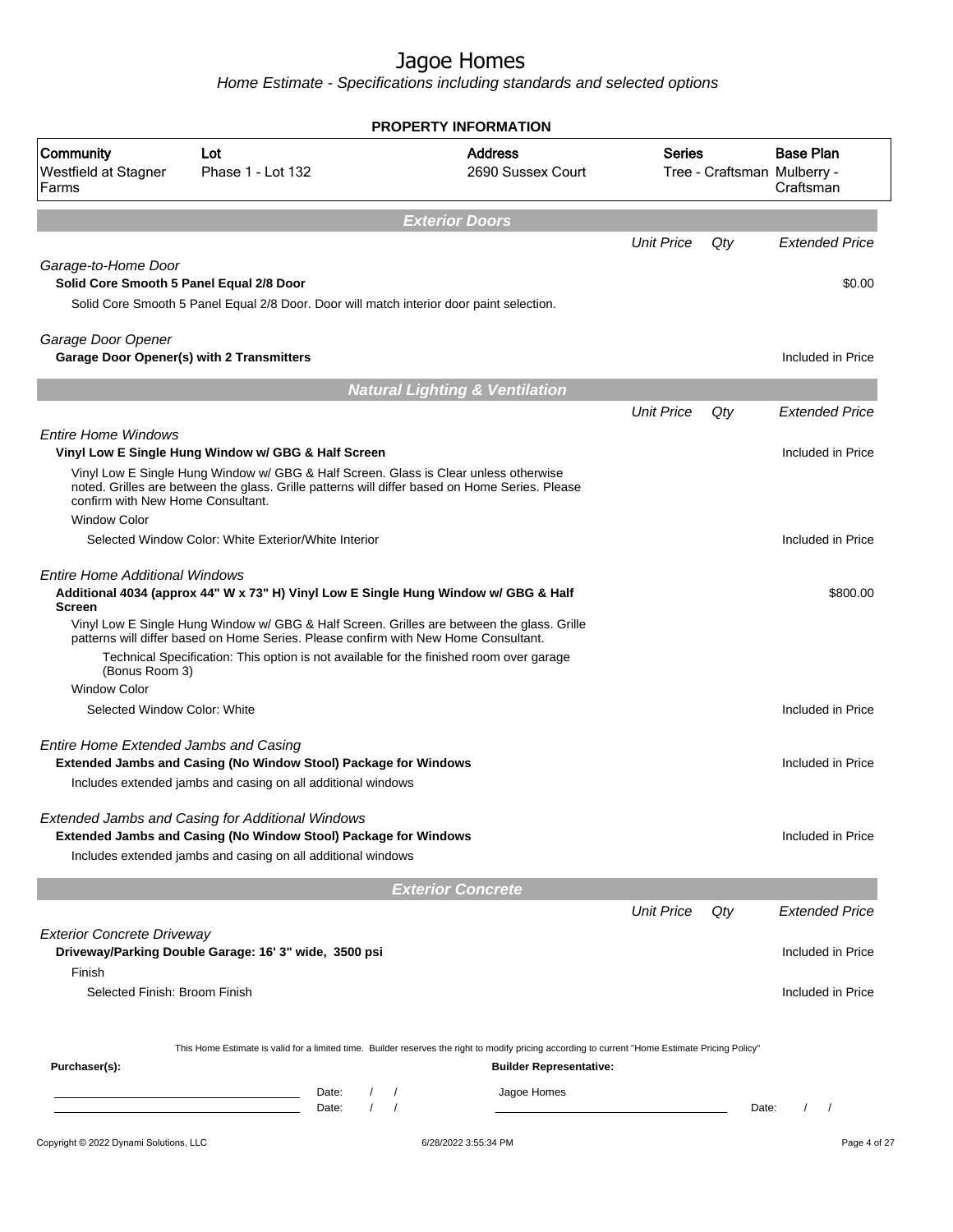# Jagoe Homes

*Home Estimate - Specifications including standards and selected options*

## PROPERTY INFORMATION

| Community | Lot | Address | Series | Base Plan |
|---|---|---|---|---|
| Westfield at Stagner Farms | Phase 1 - Lot 132 | 2690 Sussex Court | Tree - Craftsman | Mulberry - Craftsman |

## Exterior Doors

| | Unit Price | Qty | Extended Price |
|---|---|---|---|
| *Garage-to-Home Door* | | | |
| **Solid Core Smooth 5 Panel Equal 2/8 Door** | | | $0.00 |
| Solid Core Smooth 5 Panel Equal 2/8 Door. Door will match interior door paint selection. | | | |
| *Garage Door Opener* | | | |
| **Garage Door Opener(s) with 2 Transmitters** | | | Included in Price |

## Natural Lighting & Ventilation

| | Unit Price | Qty | Extended Price |
|---|---|---|---|
| *Entire Home Windows* | | | |
| **Vinyl Low E Single Hung Window w/ GBG & Half Screen** | | | Included in Price |
| Vinyl Low E Single Hung Window w/ GBG & Half Screen. Glass is Clear unless otherwise noted. Grilles are between the glass. Grille patterns will differ based on Home Series. Please confirm with New Home Consultant. | | | |
| Window Color | | | |
| Selected Window Color: White Exterior/White Interior | | | Included in Price |
| *Entire Home Additional Windows* | | | |
| **Additional 4034 (approx 44" W x 73" H) Vinyl Low E Single Hung Window w/ GBG & Half Screen** | | | $800.00 |
| Vinyl Low E Single Hung Window w/ GBG & Half Screen. Grilles are between the glass. Grille patterns will differ based on Home Series. Please confirm with New Home Consultant. | | | |
| Technical Specification: This option is not available for the finished room over garage (Bonus Room 3) | | | |
| Window Color | | | |
| Selected Window Color: White | | | Included in Price |
| *Entire Home Extended Jambs and Casing* | | | |
| **Extended Jambs and Casing (No Window Stool) Package for Windows** | | | Included in Price |
| Includes extended jambs and casing on all additional windows | | | |
| *Extended Jambs and Casing for Additional Windows* | | | |
| **Extended Jambs and Casing (No Window Stool) Package for Windows** | | | Included in Price |
| Includes extended jambs and casing on all additional windows | | | |

## Exterior Concrete

| | Unit Price | Qty | Extended Price |
|---|---|---|---|
| *Exterior Concrete Driveway* | | | |
| **Driveway/Parking Double Garage: 16' 3" wide, 3500 psi** | | | Included in Price |
| Finish | | | |
| Selected Finish: Broom Finish | | | Included in Price |

This Home Estimate is valid for a limited time. Builder reserves the right to modify pricing according to current "Home Estimate Pricing Policy"

**Purchaser(s):**

Date: / /

Date: / /

**Builder Representative:**

Jagoe Homes

Date: / /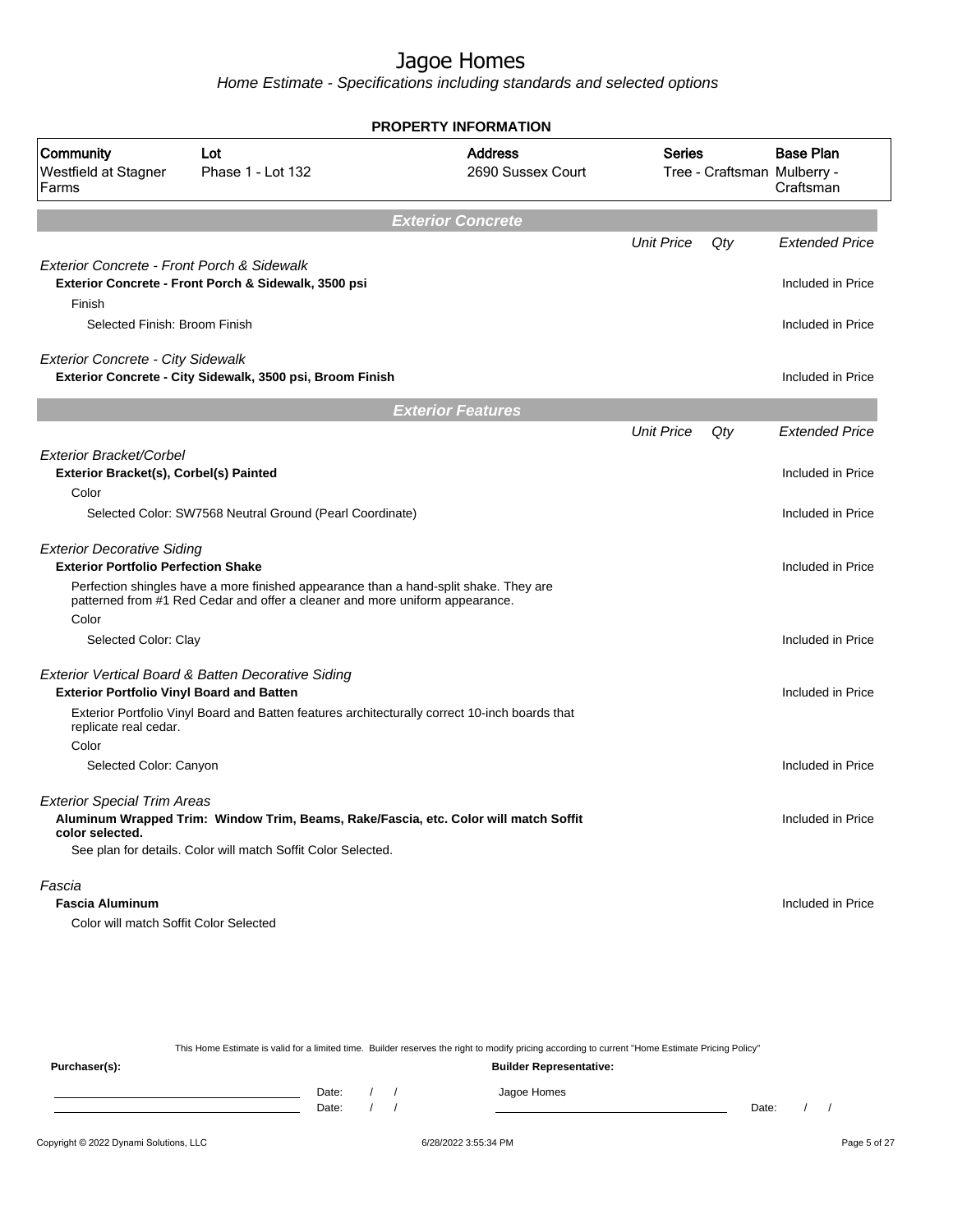# Jagoe Homes

*Home Estimate - Specifications including standards and selected options*

**PROPERTY INFORMATION**

| Community | Lot | Address | Series | Base Plan |
|---|---|---|---|---|
| Westfield at Stagner Farms | Phase 1 - Lot 132 | 2690 Sussex Court | Tree - Craftsman | Mulberry - Craftsman |

## Exterior Concrete

| | Unit Price | Qty | Extended Price |
|---|---|---|---|
| *Exterior Concrete - Front Porch & Sidewalk* | | | |
| **Exterior Concrete - Front Porch & Sidewalk, 3500 psi** | | | Included in Price |
| Finish | | | |
| Selected Finish: Broom Finish | | | Included in Price |
| *Exterior Concrete - City Sidewalk* | | | |
| **Exterior Concrete - City Sidewalk, 3500 psi, Broom Finish** | | | Included in Price |

## Exterior Features

| | Unit Price | Qty | Extended Price |
|---|---|---|---|
| *Exterior Bracket/Corbel* | | | |
| **Exterior Bracket(s), Corbel(s) Painted** | | | Included in Price |
| Color | | | |
| Selected Color: SW7568 Neutral Ground (Pearl Coordinate) | | | Included in Price |
| *Exterior Decorative Siding* | | | |
| **Exterior Portfolio Perfection Shake** | | | Included in Price |
| Perfection shingles have a more finished appearance than a hand-split shake. They are patterned from #1 Red Cedar and offer a cleaner and more uniform appearance. | | | |
| Color | | | |
| Selected Color: Clay | | | Included in Price |
| *Exterior Vertical Board & Batten Decorative Siding* | | | |
| **Exterior Portfolio Vinyl Board and Batten** | | | Included in Price |
| Exterior Portfolio Vinyl Board and Batten features architecturally correct 10-inch boards that replicate real cedar. | | | |
| Color | | | |
| Selected Color: Canyon | | | Included in Price |
| *Exterior Special Trim Areas* | | | |
| **Aluminum Wrapped Trim: Window Trim, Beams, Rake/Fascia, etc. Color will match Soffit color selected.** | | | Included in Price |
| See plan for details. Color will match Soffit Color Selected. | | | |
| *Fascia* | | | |
| **Fascia Aluminum** | | | Included in Price |
| Color will match Soffit Color Selected | | | |

This Home Estimate is valid for a limited time. Builder reserves the right to modify pricing according to current "Home Estimate Pricing Policy"

**Purchaser(s):** Date: / / Date: / /

**Builder Representative:** Jagoe Homes Date: / /

Copyright © 2022 Dynami Solutions, LLC 6/28/2022 3:55:34 PM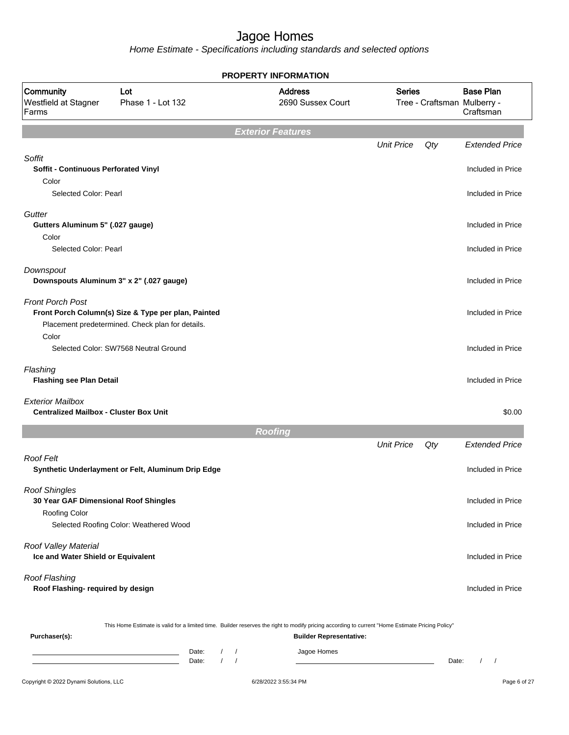# Jagoe Homes

*Home Estimate - Specifications including standards and selected options*

**PROPERTY INFORMATION**

| Community | Lot | Address | Series | Base Plan |
|---|---|---|---|---|
| Westfield at Stagner Farms | Phase 1 - Lot 132 | 2690 Sussex Court | Tree - Craftsman | Mulberry - Craftsman |

## Exterior Features

| | Unit Price | Qty | Extended Price |
|---|---|---|---|
| *Soffit* | | | |
| **Soffit - Continuous Perforated Vinyl** | | | Included in Price |
| Color | | | |
| Selected Color: Pearl | | | Included in Price |
| *Gutter* | | | |
| **Gutters Aluminum 5" (.027 gauge)** | | | Included in Price |
| Color | | | |
| Selected Color: Pearl | | | Included in Price |
| *Downspout* | | | |
| **Downspouts Aluminum 3" x 2" (.027 gauge)** | | | Included in Price |
| *Front Porch Post* | | | |
| **Front Porch Column(s) Size & Type per plan, Painted** | | | Included in Price |
| Placement predetermined. Check plan for details. | | | |
| Color | | | |
| Selected Color: SW7568 Neutral Ground | | | Included in Price |
| *Flashing* | | | |
| **Flashing see Plan Detail** | | | Included in Price |
| *Exterior Mailbox* | | | |
| **Centralized Mailbox - Cluster Box Unit** | | | $0.00 |

## Roofing

| | Unit Price | Qty | Extended Price |
|---|---|---|---|
| *Roof Felt* | | | |
| **Synthetic Underlayment or Felt, Aluminum Drip Edge** | | | Included in Price |
| *Roof Shingles* | | | |
| **30 Year GAF Dimensional Roof Shingles** | | | Included in Price |
| Roofing Color | | | |
| Selected Roofing Color: Weathered Wood | | | Included in Price |
| *Roof Valley Material* | | | |
| **Ice and Water Shield or Equivalent** | | | Included in Price |
| *Roof Flashing* | | | |
| **Roof Flashing- required by design** | | | Included in Price |

This Home Estimate is valid for a limited time. Builder reserves the right to modify pricing according to current "Home Estimate Pricing Policy"

**Purchaser(s):**

_______________________ Date: / /

_______________________ Date: / /

**Builder Representative:**

Jagoe Homes

_______________________ Date: / /

Copyright © 2022 Dynami Solutions, LLC — 6/28/2022 3:55:34 PM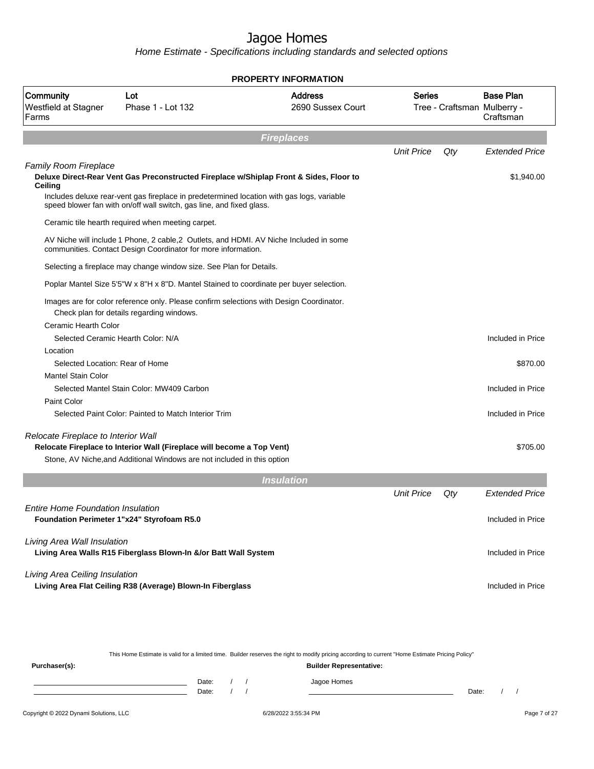# Jagoe Homes

*Home Estimate - Specifications including standards and selected options*

**PROPERTY INFORMATION**

| Community | Lot | Address | Series | Base Plan |
|---|---|---|---|---|
| Westfield at Stagner Farms | Phase 1 - Lot 132 | 2690 Sussex Court | Tree - Craftsman | Mulberry - Craftsman |

## Fireplaces

| | Unit Price | Qty | Extended Price |
|---|---|---|---|
| *Family Room Fireplace* | | | |
| **Deluxe Direct-Rear Vent Gas Preconstructed Fireplace w/Shiplap Front & Sides, Floor to Ceiling** | | | $1,940.00 |
| Includes deluxe rear-vent gas fireplace in predetermined location with gas logs, variable speed blower fan with on/off wall switch, gas line, and fixed glass. | | | |
| Ceramic tile hearth required when meeting carpet. | | | |
| AV Niche will include 1 Phone, 2 cable,2 Outlets, and HDMI. AV Niche Included in some communities. Contact Design Coordinator for more information. | | | |
| Selecting a fireplace may change window size. See Plan for Details. | | | |
| Poplar Mantel Size 5'5"W x 8"H x 8"D. Mantel Stained to coordinate per buyer selection. | | | |
| Images are for color reference only. Please confirm selections with Design Coordinator. Check plan for details regarding windows. | | | |
| Ceramic Hearth Color | | | |
| Selected Ceramic Hearth Color: N/A | | | Included in Price |
| Location | | | |
| Selected Location: Rear of Home | | | $870.00 |
| Mantel Stain Color | | | |
| Selected Mantel Stain Color: MW409 Carbon | | | Included in Price |
| Paint Color | | | |
| Selected Paint Color: Painted to Match Interior Trim | | | Included in Price |
| *Relocate Fireplace to Interior Wall* | | | |
| **Relocate Fireplace to Interior Wall (Fireplace will become a Top Vent)** | | | $705.00 |
| Stone, AV Niche,and Additional Windows are not included in this option | | | |

## Insulation

| | Unit Price | Qty | Extended Price |
|---|---|---|---|
| *Entire Home Foundation Insulation* | | | |
| **Foundation Perimeter 1"x24" Styrofoam R5.0** | | | Included in Price |
| *Living Area Wall Insulation* | | | |
| **Living Area Walls R15 Fiberglass Blown-In &/or Batt Wall System** | | | Included in Price |
| *Living Area Ceiling Insulation* | | | |
| **Living Area Flat Ceiling R38 (Average) Blown-In Fiberglass** | | | Included in Price |

This Home Estimate is valid for a limited time. Builder reserves the right to modify pricing according to current "Home Estimate Pricing Policy"

**Purchaser(s):** Date: / / Date: / /

**Builder Representative:** Jagoe Homes Date: / /

Copyright © 2022 Dynami Solutions, LLC 6/28/2022 3:55:34 PM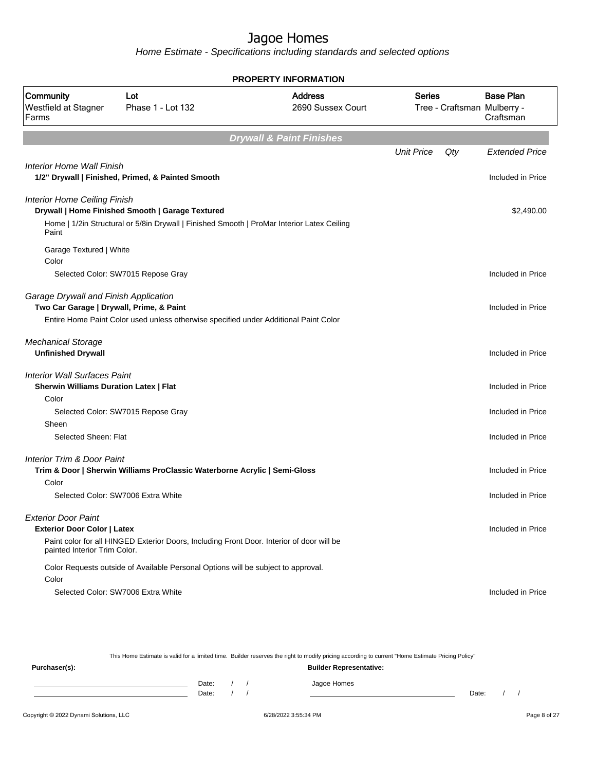# Jagoe Homes

*Home Estimate - Specifications including standards and selected options*

## PROPERTY INFORMATION

| Community | Lot | Address | Series | Base Plan |
|---|---|---|---|---|
| Westfield at Stagner Farms | Phase 1 - Lot 132 | 2690 Sussex Court | Tree - Craftsman | Mulberry - Craftsman |

## Drywall & Paint Finishes

| | Unit Price | Qty | Extended Price |
|---|---|---|---|
| *Interior Home Wall Finish* | | | |
| **1/2" Drywall \| Finished, Primed, & Painted Smooth** | | | Included in Price |
| *Interior Home Ceiling Finish* | | | |
| **Drywall \| Home Finished Smooth \| Garage Textured** | | | $2,490.00 |
| Home \| 1/2in Structural or 5/8in Drywall \| Finished Smooth \| ProMar Interior Latex Ceiling Paint | | | |
| Garage Textured \| White | | | |
| Color | | | |
| Selected Color: SW7015 Repose Gray | | | Included in Price |
| *Garage Drywall and Finish Application* | | | |
| **Two Car Garage \| Drywall, Prime, & Paint** | | | Included in Price |
| Entire Home Paint Color used unless otherwise specified under Additional Paint Color | | | |
| *Mechanical Storage* | | | |
| **Unfinished Drywall** | | | Included in Price |
| *Interior Wall Surfaces Paint* | | | |
| **Sherwin Williams Duration Latex \| Flat** | | | Included in Price |
| Color | | | |
| Selected Color: SW7015 Repose Gray | | | Included in Price |
| Sheen | | | |
| Selected Sheen: Flat | | | Included in Price |
| *Interior Trim & Door Paint* | | | |
| **Trim & Door \| Sherwin Williams ProClassic Waterborne Acrylic \| Semi-Gloss** | | | Included in Price |
| Color | | | |
| Selected Color: SW7006 Extra White | | | Included in Price |
| *Exterior Door Paint* | | | |
| **Exterior Door Color \| Latex** | | | Included in Price |
| Paint color for all HINGED Exterior Doors, Including Front Door. Interior of door will be painted Interior Trim Color. | | | |
| Color Requests outside of Available Personal Options will be subject to approval. | | | |
| Color | | | |
| Selected Color: SW7006 Extra White | | | Included in Price |

This Home Estimate is valid for a limited time. Builder reserves the right to modify pricing according to current "Home Estimate Pricing Policy"

**Purchaser(s):**

Date: / /

Date: / /

**Builder Representative:**

Jagoe Homes

Date: / /

Copyright © 2022 Dynami Solutions, LLC 6/28/2022 3:55:34 PM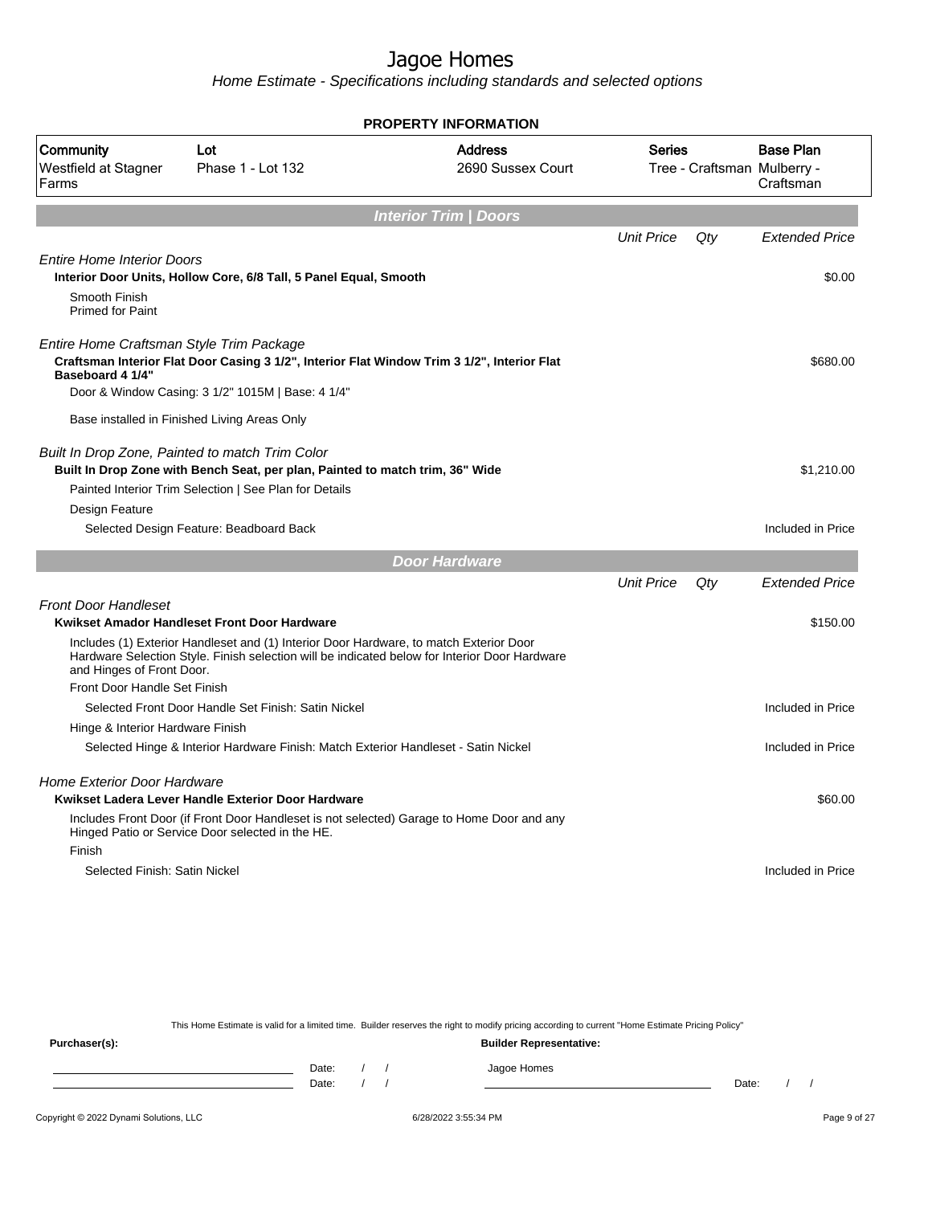# Jagoe Homes

*Home Estimate - Specifications including standards and selected options*

**PROPERTY INFORMATION**

| Community | Lot | Address | Series | Base Plan |
|---|---|---|---|---|
| Westfield at Stagner Farms | Phase 1 - Lot 132 | 2690 Sussex Court | Tree - Craftsman | Mulberry - Craftsman |

## Interior Trim | Doors

| | Unit Price | Qty | Extended Price |
|---|---|---|---|
| *Entire Home Interior Doors* | | | |
| **Interior Door Units, Hollow Core, 6/8 Tall, 5 Panel Equal, Smooth** | | | $0.00 |
| Smooth Finish<br>Primed for Paint | | | |
| *Entire Home Craftsman Style Trim Package* | | | |
| **Craftsman Interior Flat Door Casing 3 1/2", Interior Flat Window Trim 3 1/2", Interior Flat Baseboard 4 1/4"** | | | $680.00 |
| Door & Window Casing: 3 1/2" 1015M \| Base: 4 1/4" | | | |
| Base installed in Finished Living Areas Only | | | |
| *Built In Drop Zone, Painted to match Trim Color* | | | |
| **Built In Drop Zone with Bench Seat, per plan, Painted to match trim, 36" Wide** | | | $1,210.00 |
| Painted Interior Trim Selection \| See Plan for Details | | | |
| Design Feature | | | |
| Selected Design Feature: Beadboard Back | | | Included in Price |

## Door Hardware

| | Unit Price | Qty | Extended Price |
|---|---|---|---|
| *Front Door Handleset* | | | |
| **Kwikset Amador Handleset Front Door Hardware** | | | $150.00 |
| Includes (1) Exterior Handleset and (1) Interior Door Hardware, to match Exterior Door Hardware Selection Style. Finish selection will be indicated below for Interior Door Hardware and Hinges of Front Door. | | | |
| Front Door Handle Set Finish | | | |
| Selected Front Door Handle Set Finish: Satin Nickel | | | Included in Price |
| Hinge & Interior Hardware Finish | | | |
| Selected Hinge & Interior Hardware Finish: Match Exterior Handleset - Satin Nickel | | | Included in Price |
| *Home Exterior Door Hardware* | | | |
| **Kwikset Ladera Lever Handle Exterior Door Hardware** | | | $60.00 |
| Includes Front Door (if Front Door Handleset is not selected) Garage to Home Door and any Hinged Patio or Service Door selected in the HE. | | | |
| Finish | | | |
| Selected Finish: Satin Nickel | | | Included in Price |

This Home Estimate is valid for a limited time. Builder reserves the right to modify pricing according to current "Home Estimate Pricing Policy"

**Purchaser(s):** **Builder Representative:**

Date: / /
Date: / /

Jagoe Homes

Date: / /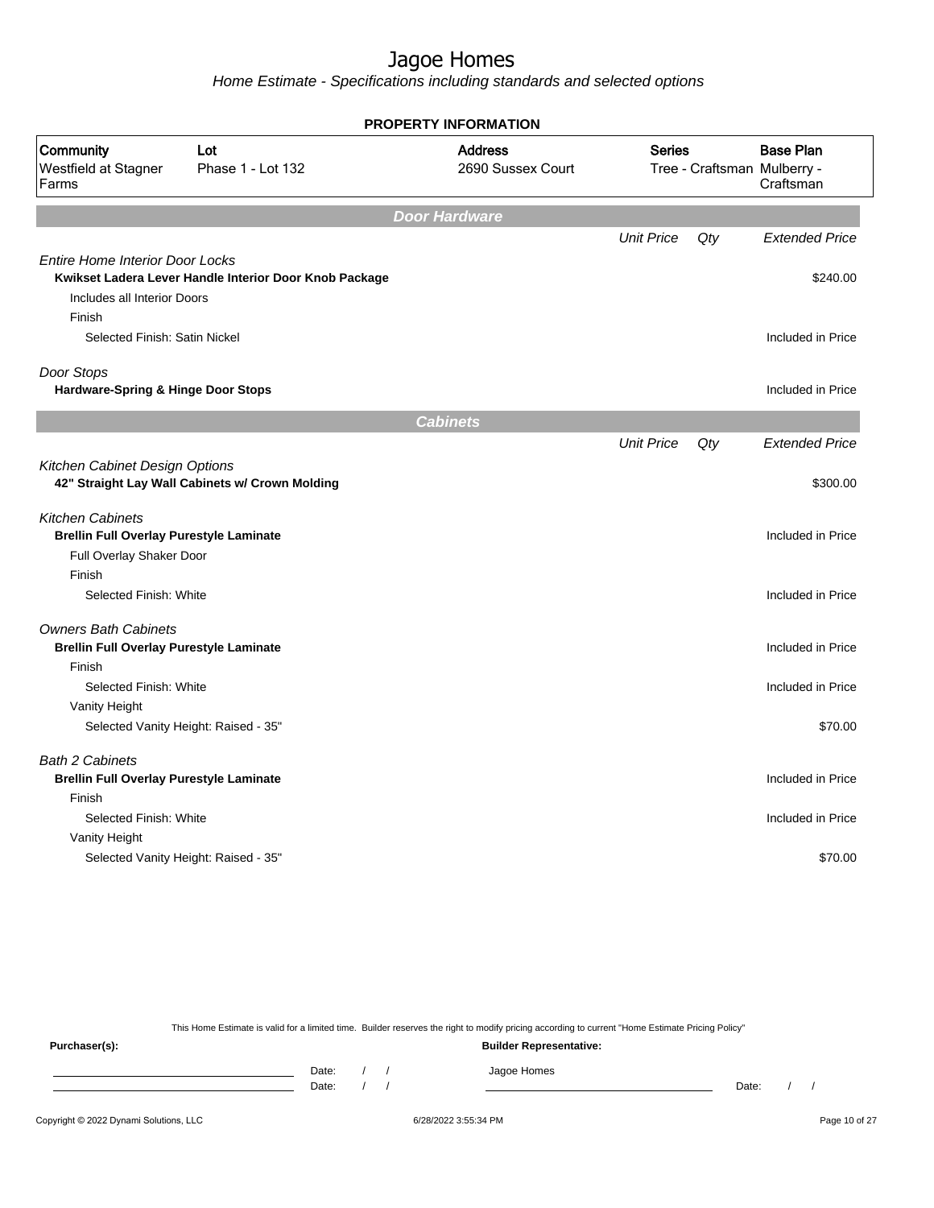# Jagoe Homes

*Home Estimate - Specifications including standards and selected options*

**PROPERTY INFORMATION**

| Community | Lot | Address | Series | Base Plan |
|---|---|---|---|---|
| Westfield at Stagner Farms | Phase 1 - Lot 132 | 2690 Sussex Court | Tree - Craftsman | Mulberry - Craftsman |

## Door Hardware

| | Unit Price | Qty | Extended Price |
|---|---|---|---|
| *Entire Home Interior Door Locks* | | | |
| **Kwikset Ladera Lever Handle Interior Door Knob Package** | | | $240.00 |
| Includes all Interior Doors | | | |
| Finish | | | |
| Selected Finish: Satin Nickel | | | Included in Price |
| *Door Stops* | | | |
| **Hardware-Spring & Hinge Door Stops** | | | Included in Price |

## Cabinets

| | Unit Price | Qty | Extended Price |
|---|---|---|---|
| *Kitchen Cabinet Design Options* | | | |
| **42" Straight Lay Wall Cabinets w/ Crown Molding** | | | $300.00 |
| *Kitchen Cabinets* | | | |
| **Brellin Full Overlay Purestyle Laminate** | | | Included in Price |
| Full Overlay Shaker Door | | | |
| Finish | | | |
| Selected Finish: White | | | Included in Price |
| *Owners Bath Cabinets* | | | |
| **Brellin Full Overlay Purestyle Laminate** | | | Included in Price |
| Finish | | | |
| Selected Finish: White | | | Included in Price |
| Vanity Height | | | |
| Selected Vanity Height: Raised - 35" | | | $70.00 |
| *Bath 2 Cabinets* | | | |
| **Brellin Full Overlay Purestyle Laminate** | | | Included in Price |
| Finish | | | |
| Selected Finish: White | | | Included in Price |
| Vanity Height | | | |
| Selected Vanity Height: Raised - 35" | | | $70.00 |

This Home Estimate is valid for a limited time. Builder reserves the right to modify pricing according to current "Home Estimate Pricing Policy"

**Purchaser(s):**

Date: / /

Date: / /

**Builder Representative:**

Jagoe Homes

Date: / /

Copyright © 2022 Dynami Solutions, LLC — 6/28/2022 3:55:34 PM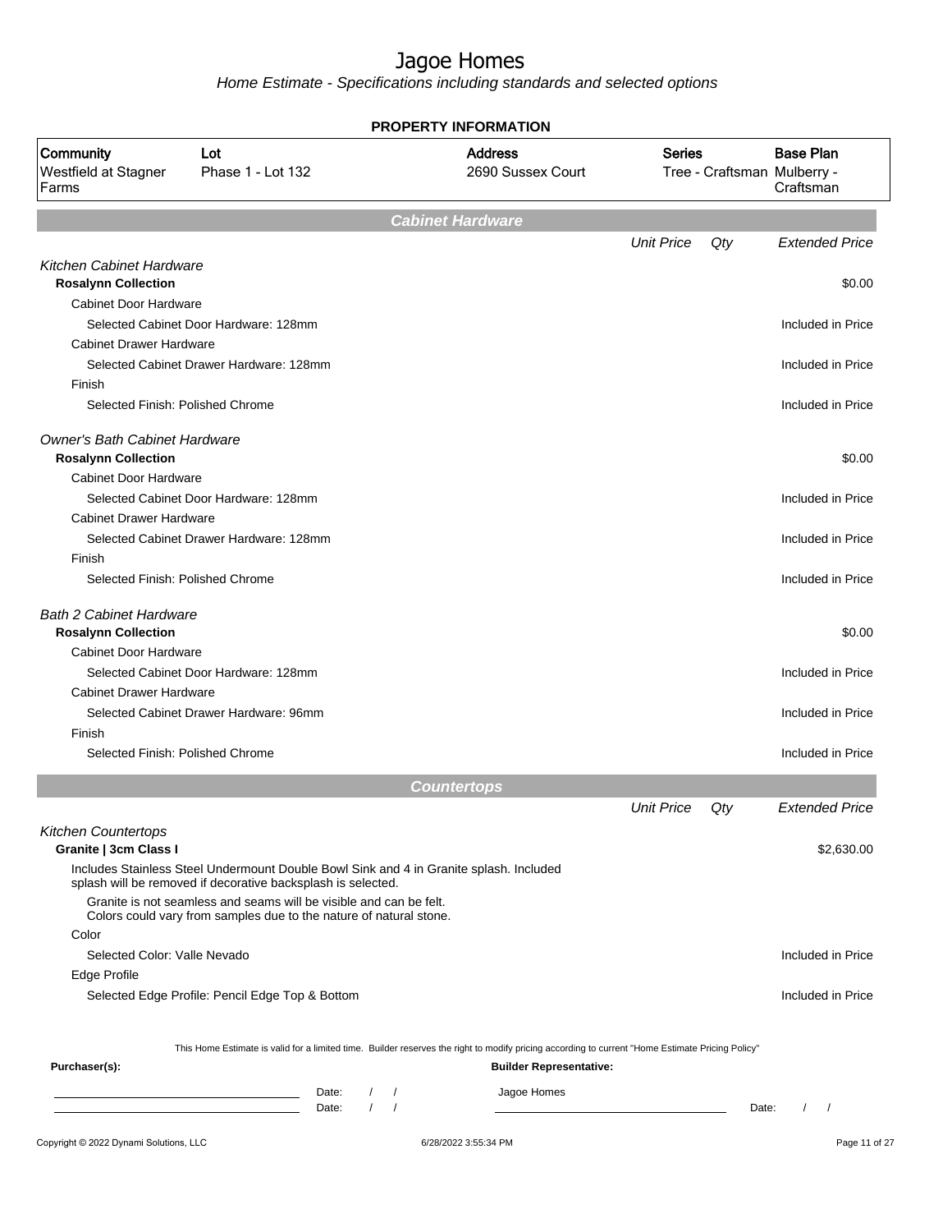# Jagoe Homes

*Home Estimate - Specifications including standards and selected options*

**PROPERTY INFORMATION**

| Community | Lot | Address | Series | Base Plan |
|---|---|---|---|---|
| Westfield at Stagner Farms | Phase 1 - Lot 132 | 2690 Sussex Court | Tree - Craftsman | Mulberry - Craftsman |

## Cabinet Hardware

| | Unit Price | Qty | Extended Price |
|---|---|---|---|
| *Kitchen Cabinet Hardware* | | | |
| **Rosalynn Collection** | | | $0.00 |
| Cabinet Door Hardware | | | |
| Selected Cabinet Door Hardware: 128mm | | | Included in Price |
| Cabinet Drawer Hardware | | | |
| Selected Cabinet Drawer Hardware: 128mm | | | Included in Price |
| Finish | | | |
| Selected Finish: Polished Chrome | | | Included in Price |
| *Owner's Bath Cabinet Hardware* | | | |
| **Rosalynn Collection** | | | $0.00 |
| Cabinet Door Hardware | | | |
| Selected Cabinet Door Hardware: 128mm | | | Included in Price |
| Cabinet Drawer Hardware | | | |
| Selected Cabinet Drawer Hardware: 128mm | | | Included in Price |
| Finish | | | |
| Selected Finish: Polished Chrome | | | Included in Price |
| *Bath 2 Cabinet Hardware* | | | |
| **Rosalynn Collection** | | | $0.00 |
| Cabinet Door Hardware | | | |
| Selected Cabinet Door Hardware: 128mm | | | Included in Price |
| Cabinet Drawer Hardware | | | |
| Selected Cabinet Drawer Hardware: 96mm | | | Included in Price |
| Finish | | | |
| Selected Finish: Polished Chrome | | | Included in Price |

## Countertops

| | Unit Price | Qty | Extended Price |
|---|---|---|---|
| *Kitchen Countertops* | | | |
| **Granite \| 3cm Class I** | | | $2,630.00 |
| Includes Stainless Steel Undermount Double Bowl Sink and 4 in Granite splash. Included splash will be removed if decorative backsplash is selected. | | | |
| Granite is not seamless and seams will be visible and can be felt. Colors could vary from samples due to the nature of natural stone. | | | |
| Color | | | |
| Selected Color: Valle Nevado | | | Included in Price |
| Edge Profile | | | |
| Selected Edge Profile: Pencil Edge Top & Bottom | | | Included in Price |

This Home Estimate is valid for a limited time. Builder reserves the right to modify pricing according to current "Home Estimate Pricing Policy"

**Purchaser(s):**

Date: / /

Date: / /

**Builder Representative:**

Jagoe Homes

Date: / /

Copyright © 2022 Dynami Solutions, LLC 6/28/2022 3:55:34 PM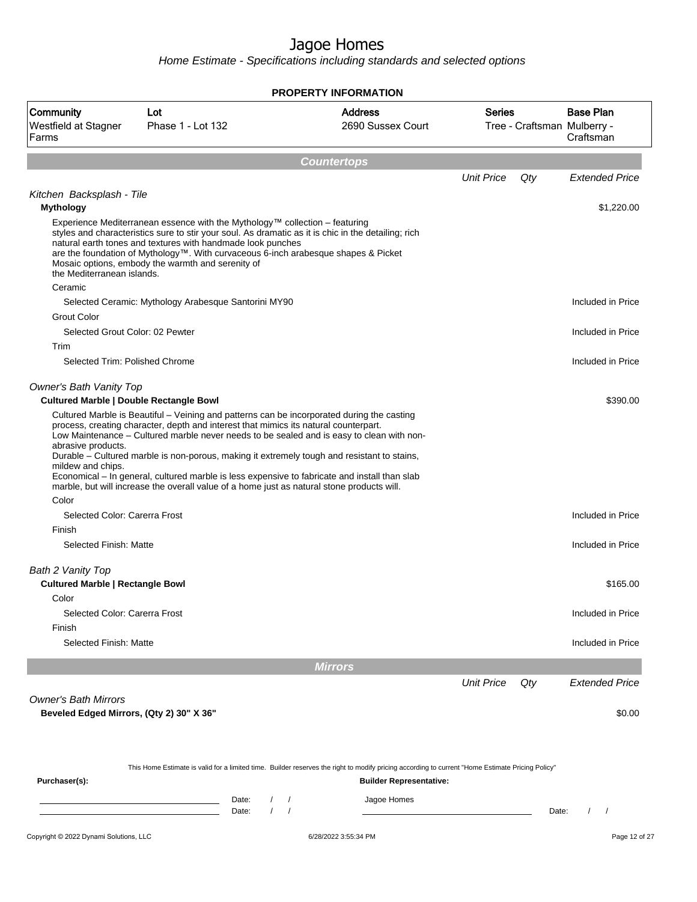# Jagoe Homes

*Home Estimate - Specifications including standards and selected options*

**PROPERTY INFORMATION**

| Community | Lot | Address | Series | Base Plan |
|---|---|---|---|---|
| Westfield at Stagner Farms | Phase 1 - Lot 132 | 2690 Sussex Court | Tree - Craftsman | Mulberry - Craftsman |

## Countertops

| | Unit Price | Qty | Extended Price |
|---|---|---|---|
| *Kitchen Backsplash - Tile* | | | |
| **Mythology** | | | $1,220.00 |
| Experience Mediterranean essence with the Mythology™ collection – featuring styles and characteristics sure to stir your soul. As dramatic as it is chic in the detailing; rich natural earth tones and textures with handmade look punches are the foundation of Mythology™. With curvaceous 6-inch arabesque shapes & Picket Mosaic options, embody the warmth and serenity of the Mediterranean islands. | | | |
| Ceramic | | | |
| Selected Ceramic: Mythology Arabesque Santorini MY90 | | | Included in Price |
| Grout Color | | | |
| Selected Grout Color: 02 Pewter | | | Included in Price |
| Trim | | | |
| Selected Trim: Polished Chrome | | | Included in Price |
| *Owner's Bath Vanity Top* | | | |
| **Cultured Marble \| Double Rectangle Bowl** | | | $390.00 |
| Cultured Marble is Beautiful – Veining and patterns can be incorporated during the casting process, creating character, depth and interest that mimics its natural counterpart. Low Maintenance – Cultured marble never needs to be sealed and is easy to clean with non-abrasive products. Durable – Cultured marble is non-porous, making it extremely tough and resistant to stains, mildew and chips. Economical – In general, cultured marble is less expensive to fabricate and install than slab marble, but will increase the overall value of a home just as natural stone products will. | | | |
| Color | | | |
| Selected Color: Carerra Frost | | | Included in Price |
| Finish | | | |
| Selected Finish: Matte | | | Included in Price |
| *Bath 2 Vanity Top* | | | |
| **Cultured Marble \| Rectangle Bowl** | | | $165.00 |
| Color | | | |
| Selected Color: Carerra Frost | | | Included in Price |
| Finish | | | |
| Selected Finish: Matte | | | Included in Price |

## Mirrors

| | Unit Price | Qty | Extended Price |
|---|---|---|---|
| *Owner's Bath Mirrors* | | | |
| **Beveled Edged Mirrors, (Qty 2) 30" X 36"** | | | $0.00 |

This Home Estimate is valid for a limited time. Builder reserves the right to modify pricing according to current "Home Estimate Pricing Policy"

**Purchaser(s):** Date: / / Date: / /

**Builder Representative:** Jagoe Homes Date: / /

Copyright © 2022 Dynami Solutions, LLC 6/28/2022 3:55:34 PM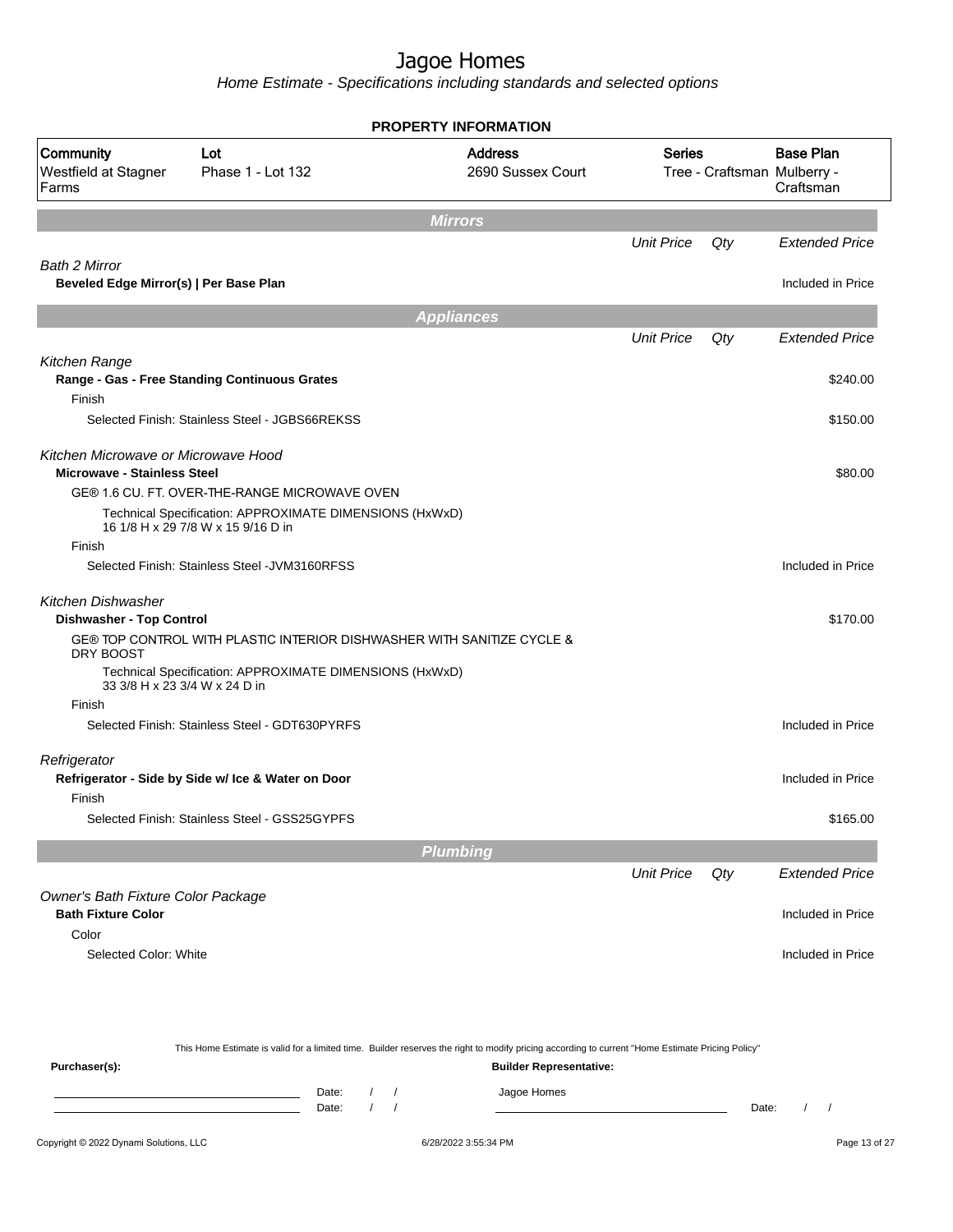# Jagoe Homes

*Home Estimate - Specifications including standards and selected options*

## PROPERTY INFORMATION

| Community | Lot | Address | Series | Base Plan |
|---|---|---|---|---|
| Westfield at Stagner Farms | Phase 1 - Lot 132 | 2690 Sussex Court | Tree - Craftsman | Mulberry - Craftsman |

## Mirrors

| | Unit Price | Qty | Extended Price |
|---|---|---|---|
| *Bath 2 Mirror* | | | |
| **Beveled Edge Mirror(s) \| Per Base Plan** | | | Included in Price |

## Appliances

| | Unit Price | Qty | Extended Price |
|---|---|---|---|
| *Kitchen Range* | | | |
| **Range - Gas - Free Standing Continuous Grates** | | | $240.00 |
| Finish | | | |
| Selected Finish: Stainless Steel - JGBS66REKSS | | | $150.00 |
| *Kitchen Microwave or Microwave Hood* | | | |
| **Microwave - Stainless Steel** | | | $80.00 |
| GE® 1.6 CU. FT. OVER-THE-RANGE MICROWAVE OVEN | | | |
| Technical Specification: APPROXIMATE DIMENSIONS (HxWxD) 16 1/8 H x 29 7/8 W x 15 9/16 D in | | | |
| Finish | | | |
| Selected Finish: Stainless Steel -JVM3160RFSS | | | Included in Price |
| *Kitchen Dishwasher* | | | |
| **Dishwasher - Top Control** | | | $170.00 |
| GE® TOP CONTROL WITH PLASTIC INTERIOR DISHWASHER WITH SANITIZE CYCLE & DRY BOOST | | | |
| Technical Specification: APPROXIMATE DIMENSIONS (HxWxD) 33 3/8 H x 23 3/4 W x 24 D in | | | |
| Finish | | | |
| Selected Finish: Stainless Steel - GDT630PYRFS | | | Included in Price |
| *Refrigerator* | | | |
| **Refrigerator - Side by Side w/ Ice & Water on Door** | | | Included in Price |
| Finish | | | |
| Selected Finish: Stainless Steel - GSS25GYPFS | | | $165.00 |

## Plumbing

| | Unit Price | Qty | Extended Price |
|---|---|---|---|
| *Owner's Bath Fixture Color Package* | | | |
| **Bath Fixture Color** | | | Included in Price |
| Color | | | |
| Selected Color: White | | | Included in Price |

This Home Estimate is valid for a limited time. Builder reserves the right to modify pricing according to current "Home Estimate Pricing Policy"

**Purchaser(s):** ______________________ Date: / / 
______________________ Date: / /

**Builder Representative:** Jagoe Homes ______________________ Date: / /

Copyright © 2022 Dynami Solutions, LLC — 6/28/2022 3:55:34 PM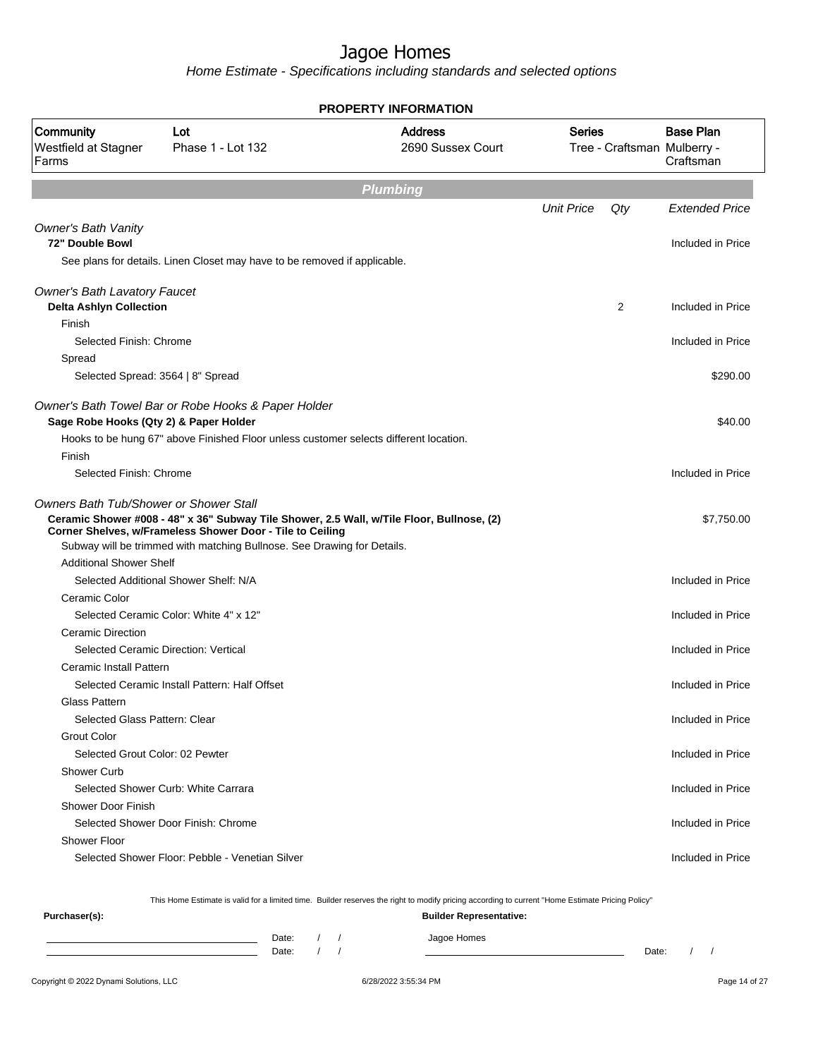# Jagoe Homes

*Home Estimate - Specifications including standards and selected options*

**PROPERTY INFORMATION**

| Community | Lot | Address | Series | Base Plan |
|---|---|---|---|---|
| Westfield at Stagner Farms | Phase 1 - Lot 132 | 2690 Sussex Court | Tree - Craftsman | Mulberry - Craftsman |

## Plumbing

| | Unit Price | Qty | Extended Price |
|---|---|---|---|
| *Owner's Bath Vanity* | | | |
| **72" Double Bowl** | | | Included in Price |
| See plans for details. Linen Closet may have to be removed if applicable. | | | |
| *Owner's Bath Lavatory Faucet* | | | |
| **Delta Ashlyn Collection** | | 2 | Included in Price |
| Finish | | | |
| Selected Finish: Chrome | | | Included in Price |
| Spread | | | |
| Selected Spread: 3564 \| 8" Spread | | | $290.00 |
| *Owner's Bath Towel Bar or Robe Hooks & Paper Holder* | | | |
| **Sage Robe Hooks (Qty 2) & Paper Holder** | | | $40.00 |
| Hooks to be hung 67" above Finished Floor unless customer selects different location. | | | |
| Finish | | | |
| Selected Finish: Chrome | | | Included in Price |
| *Owners Bath Tub/Shower or Shower Stall* | | | |
| **Ceramic Shower #008 - 48" x 36" Subway Tile Shower, 2.5 Wall, w/Tile Floor, Bullnose, (2) Corner Shelves, w/Frameless Shower Door - Tile to Ceiling** | | | $7,750.00 |
| Subway will be trimmed with matching Bullnose. See Drawing for Details. | | | |
| Additional Shower Shelf | | | |
| Selected Additional Shower Shelf: N/A | | | Included in Price |
| Ceramic Color | | | |
| Selected Ceramic Color: White 4" x 12" | | | Included in Price |
| Ceramic Direction | | | |
| Selected Ceramic Direction: Vertical | | | Included in Price |
| Ceramic Install Pattern | | | |
| Selected Ceramic Install Pattern: Half Offset | | | Included in Price |
| Glass Pattern | | | |
| Selected Glass Pattern: Clear | | | Included in Price |
| Grout Color | | | |
| Selected Grout Color: 02 Pewter | | | Included in Price |
| Shower Curb | | | |
| Selected Shower Curb: White Carrara | | | Included in Price |
| Shower Door Finish | | | |
| Selected Shower Door Finish: Chrome | | | Included in Price |
| Shower Floor | | | |
| Selected Shower Floor: Pebble - Venetian Silver | | | Included in Price |

This Home Estimate is valid for a limited time. Builder reserves the right to modify pricing according to current "Home Estimate Pricing Policy"

**Purchaser(s):**

______________________ Date: / /

______________________ Date: / /

**Builder Representative:**

Jagoe Homes

______________________ Date: / /

Copyright © 2022 Dynami Solutions, LLC — 6/28/2022 3:55:34 PM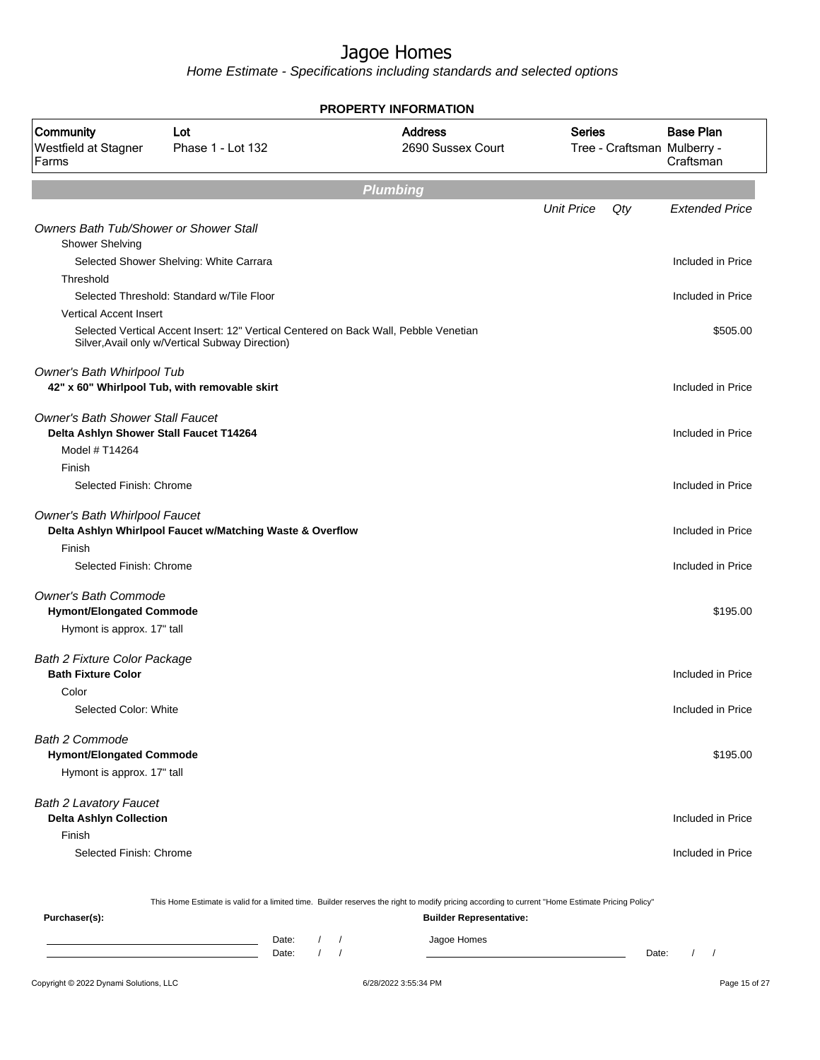# Jagoe Homes

*Home Estimate - Specifications including standards and selected options*

**PROPERTY INFORMATION**

| Community | Lot | Address | Series | Base Plan |
|---|---|---|---|---|
| Westfield at Stagner Farms | Phase 1 - Lot 132 | 2690 Sussex Court | Tree - Craftsman | Mulberry - Craftsman |

## Plumbing

| | Unit Price | Qty | Extended Price |
|---|---|---|---|
| *Owners Bath Tub/Shower or Shower Stall* | | | |
| Shower Shelving | | | |
| Selected Shower Shelving: White Carrara | | | Included in Price |
| Threshold | | | |
| Selected Threshold: Standard w/Tile Floor | | | Included in Price |
| Vertical Accent Insert | | | |
| Selected Vertical Accent Insert: 12" Vertical Centered on Back Wall, Pebble Venetian Silver,Avail only w/Vertical Subway Direction) | | | $505.00 |
| *Owner's Bath Whirlpool Tub* | | | |
| **42" x 60" Whirlpool Tub, with removable skirt** | | | Included in Price |
| *Owner's Bath Shower Stall Faucet* | | | |
| **Delta Ashlyn Shower Stall Faucet T14264** | | | Included in Price |
| Model # T14264 | | | |
| Finish | | | |
| Selected Finish: Chrome | | | Included in Price |
| *Owner's Bath Whirlpool Faucet* | | | |
| **Delta Ashlyn Whirlpool Faucet w/Matching Waste & Overflow** | | | Included in Price |
| Finish | | | |
| Selected Finish: Chrome | | | Included in Price |
| *Owner's Bath Commode* | | | |
| **Hymont/Elongated Commode** | | | $195.00 |
| Hymont is approx. 17" tall | | | |
| *Bath 2 Fixture Color Package* | | | |
| **Bath Fixture Color** | | | Included in Price |
| Color | | | |
| Selected Color: White | | | Included in Price |
| *Bath 2 Commode* | | | |
| **Hymont/Elongated Commode** | | | $195.00 |
| Hymont is approx. 17" tall | | | |
| *Bath 2 Lavatory Faucet* | | | |
| **Delta Ashlyn Collection** | | | Included in Price |
| Finish | | | |
| Selected Finish: Chrome | | | Included in Price |

This Home Estimate is valid for a limited time. Builder reserves the right to modify pricing according to current "Home Estimate Pricing Policy"

**Purchaser(s):** ______________________ Date: / / 
______________________ Date: / /

**Builder Representative:** Jagoe Homes ______________________ Date: / /

Copyright © 2022 Dynami Solutions, LLC — 6/28/2022 3:55:34 PM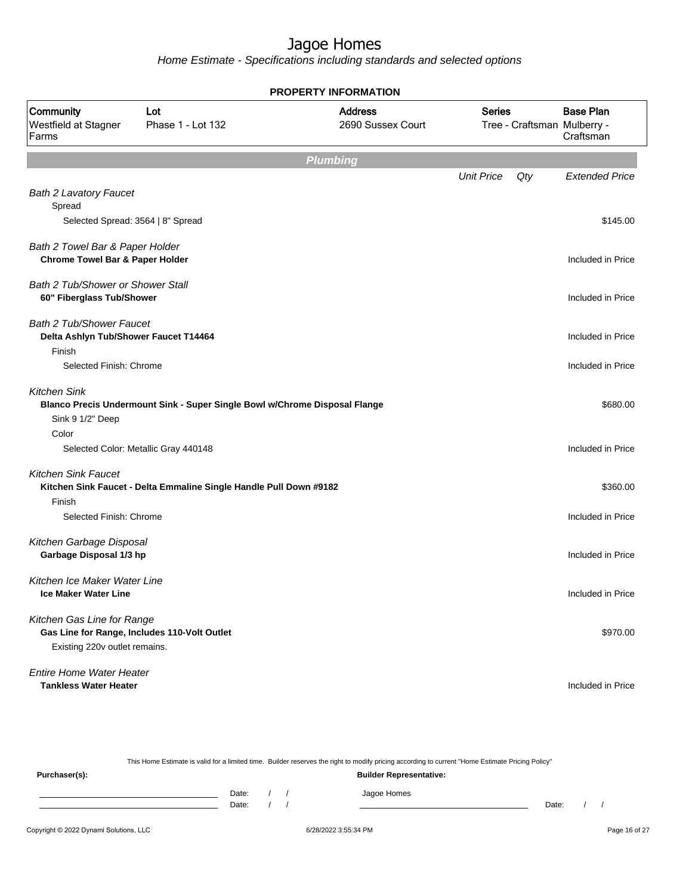# Jagoe Homes

*Home Estimate - Specifications including standards and selected options*

**PROPERTY INFORMATION**

| Community | Lot | Address | Series | Base Plan |
|---|---|---|---|---|
| Westfield at Stagner Farms | Phase 1 - Lot 132 | 2690 Sussex Court | Tree - Craftsman | Mulberry - Craftsman |

## Plumbing

| | Unit Price | Qty | Extended Price |
|---|---|---|---|
| *Bath 2 Lavatory Faucet* | | | |
| Spread | | | |
| Selected Spread: 3564 \| 8" Spread | | | $145.00 |
| *Bath 2 Towel Bar & Paper Holder* | | | |
| **Chrome Towel Bar & Paper Holder** | | | Included in Price |
| *Bath 2 Tub/Shower or Shower Stall* | | | |
| **60" Fiberglass Tub/Shower** | | | Included in Price |
| *Bath 2 Tub/Shower Faucet* | | | |
| **Delta Ashlyn Tub/Shower Faucet T14464** | | | Included in Price |
| Finish | | | |
| Selected Finish: Chrome | | | Included in Price |
| *Kitchen Sink* | | | |
| **Blanco Precis Undermount Sink - Super Single Bowl w/Chrome Disposal Flange** | | | $680.00 |
| Sink 9 1/2" Deep | | | |
| Color | | | |
| Selected Color: Metallic Gray 440148 | | | Included in Price |
| *Kitchen Sink Faucet* | | | |
| **Kitchen Sink Faucet - Delta Emmaline Single Handle Pull Down #9182** | | | $360.00 |
| Finish | | | |
| Selected Finish: Chrome | | | Included in Price |
| *Kitchen Garbage Disposal* | | | |
| **Garbage Disposal 1/3 hp** | | | Included in Price |
| *Kitchen Ice Maker Water Line* | | | |
| **Ice Maker Water Line** | | | Included in Price |
| *Kitchen Gas Line for Range* | | | |
| **Gas Line for Range, Includes 110-Volt Outlet** | | | $970.00 |
| Existing 220v outlet remains. | | | |
| *Entire Home Water Heater* | | | |
| **Tankless Water Heater** | | | Included in Price |

This Home Estimate is valid for a limited time. Builder reserves the right to modify pricing according to current "Home Estimate Pricing Policy"

**Purchaser(s):**

Date: / /

Date: / /

**Builder Representative:**

Jagoe Homes

Date: / /

Copyright © 2022 Dynami Solutions, LLC

6/28/2022 3:55:34 PM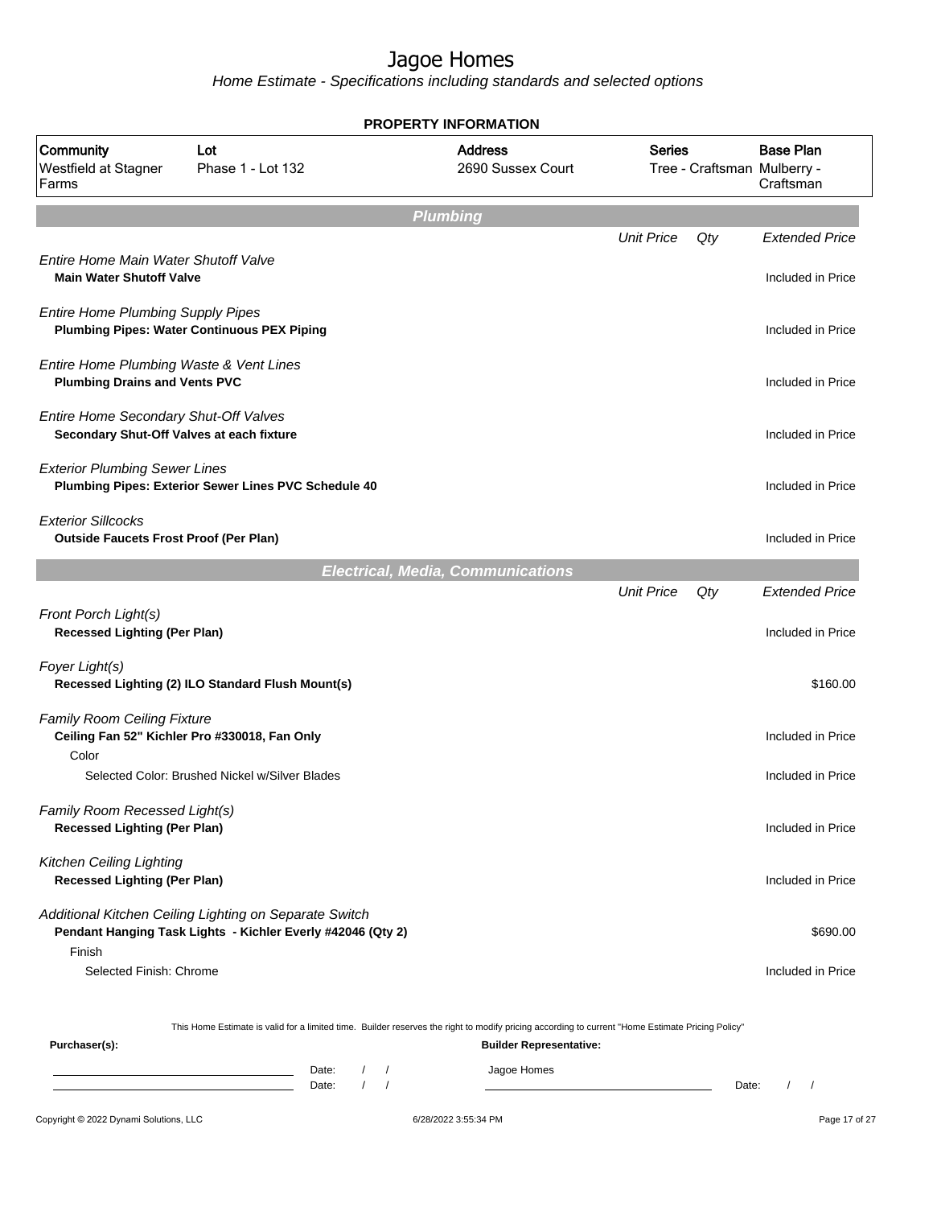# Jagoe Homes

*Home Estimate - Specifications including standards and selected options*

**PROPERTY INFORMATION**

| Community | Lot | Address | Series | Base Plan |
|---|---|---|---|---|
| Westfield at Stagner Farms | Phase 1 - Lot 132 | 2690 Sussex Court | Tree - Craftsman | Mulberry - Craftsman |

## Plumbing

| | Unit Price | Qty | Extended Price |
|---|---|---|---|
| *Entire Home Main Water Shutoff Valve* | | | |
| **Main Water Shutoff Valve** | | | Included in Price |
| *Entire Home Plumbing Supply Pipes* | | | |
| **Plumbing Pipes: Water Continuous PEX Piping** | | | Included in Price |
| *Entire Home Plumbing Waste & Vent Lines* | | | |
| **Plumbing Drains and Vents PVC** | | | Included in Price |
| *Entire Home Secondary Shut-Off Valves* | | | |
| **Secondary Shut-Off Valves at each fixture** | | | Included in Price |
| *Exterior Plumbing Sewer Lines* | | | |
| **Plumbing Pipes: Exterior Sewer Lines PVC Schedule 40** | | | Included in Price |
| *Exterior Sillcocks* | | | |
| **Outside Faucets Frost Proof (Per Plan)** | | | Included in Price |

## Electrical, Media, Communications

| | Unit Price | Qty | Extended Price |
|---|---|---|---|
| *Front Porch Light(s)* | | | |
| **Recessed Lighting (Per Plan)** | | | Included in Price |
| *Foyer Light(s)* | | | |
| **Recessed Lighting (2) ILO Standard Flush Mount(s)** | | | $160.00 |
| *Family Room Ceiling Fixture* | | | |
| **Ceiling Fan 52" Kichler Pro #330018, Fan Only** | | | Included in Price |
| Color | | | |
| Selected Color: Brushed Nickel w/Silver Blades | | | Included in Price |
| *Family Room Recessed Light(s)* | | | |
| **Recessed Lighting (Per Plan)** | | | Included in Price |
| *Kitchen Ceiling Lighting* | | | |
| **Recessed Lighting (Per Plan)** | | | Included in Price |
| *Additional Kitchen Ceiling Lighting on Separate Switch* | | | |
| **Pendant Hanging Task Lights - Kichler Everly #42046 (Qty 2)** | | | $690.00 |
| Finish | | | |
| Selected Finish: Chrome | | | Included in Price |

This Home Estimate is valid for a limited time. Builder reserves the right to modify pricing according to current "Home Estimate Pricing Policy"

**Purchaser(s):**

Date: / /
Date: / /

**Builder Representative:**

Jagoe Homes

Date: / /

Copyright © 2022 Dynami Solutions, LLC — 6/28/2022 3:55:34 PM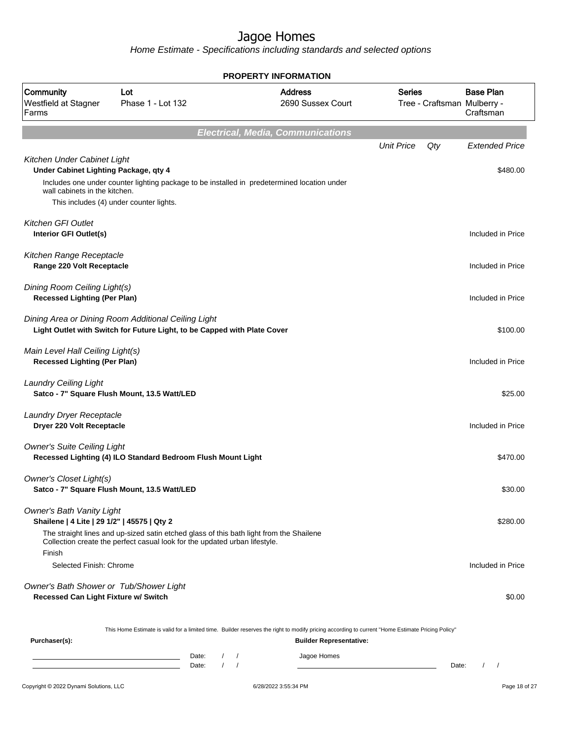# Jagoe Homes

*Home Estimate - Specifications including standards and selected options*

**PROPERTY INFORMATION**

| Community | Lot | Address | Series | Base Plan |
|---|---|---|---|---|
| Westfield at Stagner Farms | Phase 1 - Lot 132 | 2690 Sussex Court | Tree - Craftsman | Mulberry - Craftsman |

## *Electrical, Media, Communications*

| | Unit Price | Qty | Extended Price |
|---|---|---|---|
| *Kitchen Under Cabinet Light* | | | |
| **Under Cabinet Lighting Package, qty 4** | | | $480.00 |
| Includes one under counter lighting package to be installed in predetermined location under wall cabinets in the kitchen. | | | |
| This includes (4) under counter lights. | | | |
| *Kitchen GFI Outlet* | | | |
| **Interior GFI Outlet(s)** | | | Included in Price |
| *Kitchen Range Receptacle* | | | |
| **Range 220 Volt Receptacle** | | | Included in Price |
| *Dining Room Ceiling Light(s)* | | | |
| **Recessed Lighting (Per Plan)** | | | Included in Price |
| *Dining Area or Dining Room Additional Ceiling Light* | | | |
| **Light Outlet with Switch for Future Light, to be Capped with Plate Cover** | | | $100.00 |
| *Main Level Hall Ceiling Light(s)* | | | |
| **Recessed Lighting (Per Plan)** | | | Included in Price |
| *Laundry Ceiling Light* | | | |
| **Satco - 7" Square Flush Mount, 13.5 Watt/LED** | | | $25.00 |
| *Laundry Dryer Receptacle* | | | |
| **Dryer 220 Volt Receptacle** | | | Included in Price |
| *Owner's Suite Ceiling Light* | | | |
| **Recessed Lighting (4) ILO Standard Bedroom Flush Mount Light** | | | $470.00 |
| *Owner's Closet Light(s)* | | | |
| **Satco - 7" Square Flush Mount, 13.5 Watt/LED** | | | $30.00 |
| *Owner's Bath Vanity Light* | | | |
| **Shailene \| 4 Lite \| 29 1/2" \| 45575 \| Qty 2** | | | $280.00 |
| The straight lines and up-sized satin etched glass of this bath light from the Shailene Collection create the perfect casual look for the updated urban lifestyle. | | | |
| Finish | | | |
| Selected Finish: Chrome | | | Included in Price |
| *Owner's Bath Shower or Tub/Shower Light* | | | |
| **Recessed Can Light Fixture w/ Switch** | | | $0.00 |

This Home Estimate is valid for a limited time. Builder reserves the right to modify pricing according to current "Home Estimate Pricing Policy"

**Purchaser(s):**

Date: / /

Date: / /

**Builder Representative:**

Jagoe Homes

Date: / /

Copyright © 2022 Dynami Solutions, LLC 6/28/2022 3:55:34 PM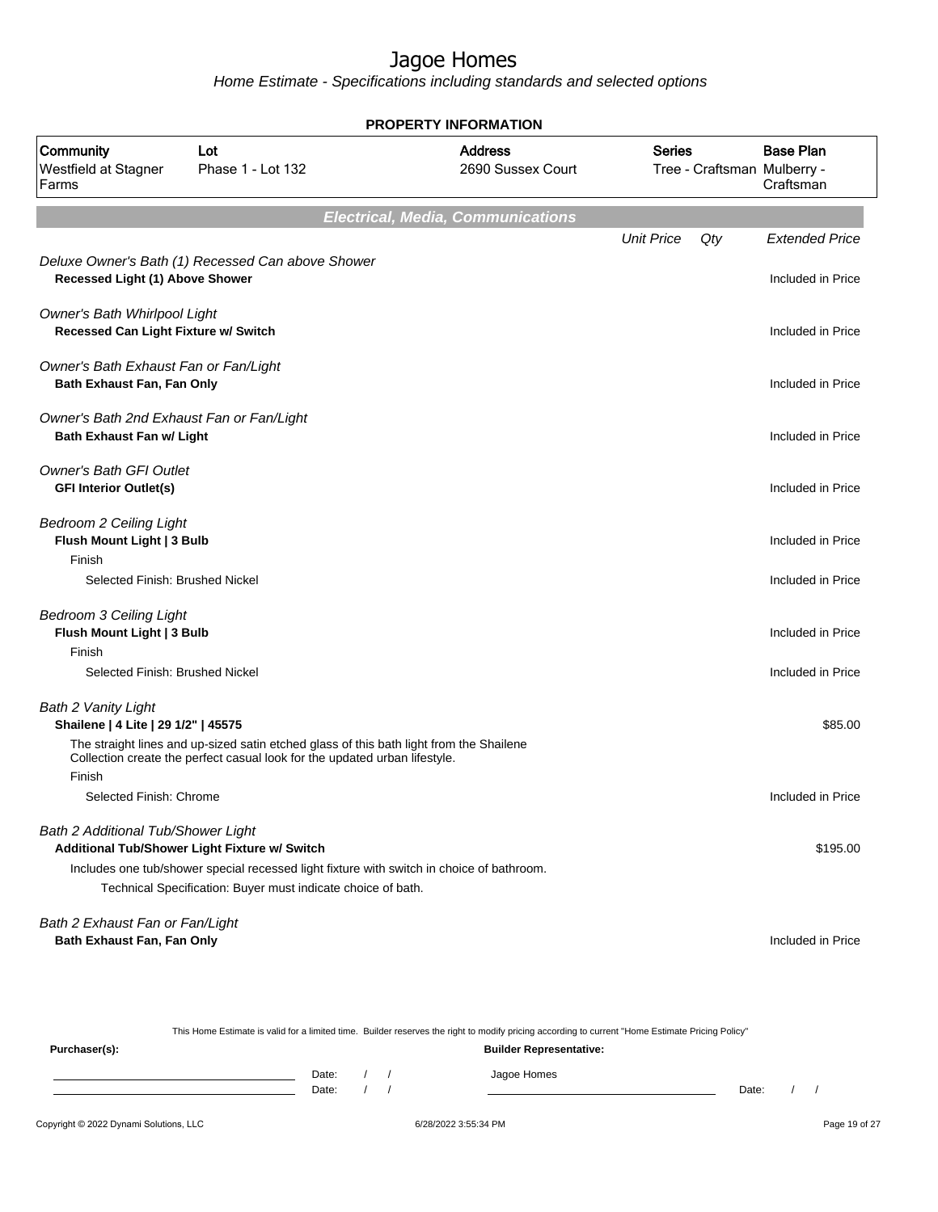# Jagoe Homes

*Home Estimate - Specifications including standards and selected options*

**PROPERTY INFORMATION**

| Community | Lot | Address | Series | Base Plan |
|---|---|---|---|---|
| Westfield at Stagner Farms | Phase 1 - Lot 132 | 2690 Sussex Court | Tree - Craftsman | Mulberry - Craftsman |

## Electrical, Media, Communications

| | Unit Price | Qty | Extended Price |
|---|---|---|---|
| *Deluxe Owner's Bath (1) Recessed Can above Shower* | | | |
| **Recessed Light (1) Above Shower** | | | Included in Price |
| *Owner's Bath Whirlpool Light* | | | |
| **Recessed Can Light Fixture w/ Switch** | | | Included in Price |
| *Owner's Bath Exhaust Fan or Fan/Light* | | | |
| **Bath Exhaust Fan, Fan Only** | | | Included in Price |
| *Owner's Bath 2nd Exhaust Fan or Fan/Light* | | | |
| **Bath Exhaust Fan w/ Light** | | | Included in Price |
| *Owner's Bath GFI Outlet* | | | |
| **GFI Interior Outlet(s)** | | | Included in Price |
| *Bedroom 2 Ceiling Light* | | | |
| **Flush Mount Light \| 3 Bulb** | | | Included in Price |
| Finish | | | |
| Selected Finish: Brushed Nickel | | | Included in Price |
| *Bedroom 3 Ceiling Light* | | | |
| **Flush Mount Light \| 3 Bulb** | | | Included in Price |
| Finish | | | |
| Selected Finish: Brushed Nickel | | | Included in Price |
| *Bath 2 Vanity Light* | | | |
| **Shailene \| 4 Lite \| 29 1/2" \| 45575** | | | $85.00 |
| The straight lines and up-sized satin etched glass of this bath light from the Shailene Collection create the perfect casual look for the updated urban lifestyle. | | | |
| Finish | | | |
| Selected Finish: Chrome | | | Included in Price |
| *Bath 2 Additional Tub/Shower Light* | | | |
| **Additional Tub/Shower Light Fixture w/ Switch** | | | $195.00 |
| Includes one tub/shower special recessed light fixture with switch in choice of bathroom. | | | |
| Technical Specification: Buyer must indicate choice of bath. | | | |
| *Bath 2 Exhaust Fan or Fan/Light* | | | |
| **Bath Exhaust Fan, Fan Only** | | | Included in Price |

This Home Estimate is valid for a limited time. Builder reserves the right to modify pricing according to current "Home Estimate Pricing Policy"

**Purchaser(s):** ______________________ Date: / / 
______________________ Date: / /

**Builder Representative:** Jagoe Homes ______________________ Date: / /

Copyright © 2022 Dynami Solutions, LLC — 6/28/2022 3:55:34 PM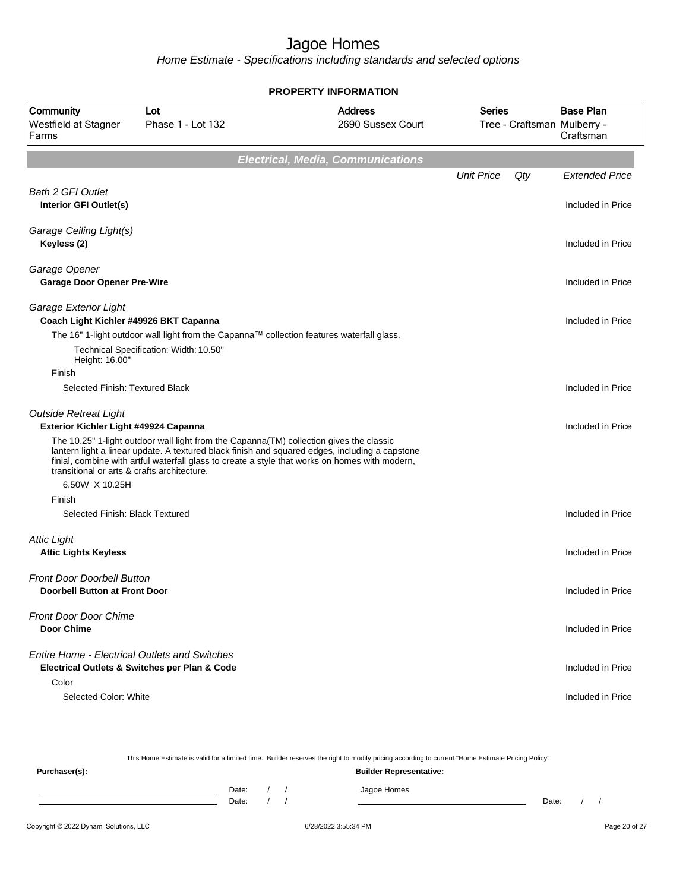# Jagoe Homes

*Home Estimate - Specifications including standards and selected options*

**PROPERTY INFORMATION**

| Community | Lot | Address | Series | Base Plan |
|---|---|---|---|---|
| Westfield at Stagner Farms | Phase 1 - Lot 132 | 2690 Sussex Court | Tree - Craftsman | Mulberry - Craftsman |

## Electrical, Media, Communications

| | Unit Price | Qty | Extended Price |
|---|---|---|---|
| *Bath 2 GFI Outlet* | | | |
| **Interior GFI Outlet(s)** | | | Included in Price |
| *Garage Ceiling Light(s)* | | | |
| **Keyless (2)** | | | Included in Price |
| *Garage Opener* | | | |
| **Garage Door Opener Pre-Wire** | | | Included in Price |
| *Garage Exterior Light* | | | |
| **Coach Light Kichler #49926 BKT Capanna** | | | Included in Price |
| The 16" 1-light outdoor wall light from the Capanna™ collection features waterfall glass. | | | |
| Technical Specification: Width: 10.50" Height: 16.00" | | | |
| Finish | | | |
| Selected Finish: Textured Black | | | Included in Price |
| *Outside Retreat Light* | | | |
| **Exterior Kichler Light #49924 Capanna** | | | Included in Price |
| The 10.25" 1-light outdoor wall light from the Capanna(TM) collection gives the classic lantern light a linear update. A textured black finish and squared edges, including a capstone finial, combine with artful waterfall glass to create a style that works on homes with modern, transitional or arts & crafts architecture. | | | |
| 6.50W X 10.25H | | | |
| Finish | | | |
| Selected Finish: Black Textured | | | Included in Price |
| *Attic Light* | | | |
| **Attic Lights Keyless** | | | Included in Price |
| *Front Door Doorbell Button* | | | |
| **Doorbell Button at Front Door** | | | Included in Price |
| *Front Door Door Chime* | | | |
| **Door Chime** | | | Included in Price |
| *Entire Home - Electrical Outlets and Switches* | | | |
| **Electrical Outlets & Switches per Plan & Code** | | | Included in Price |
| Color | | | |
| Selected Color: White | | | Included in Price |

This Home Estimate is valid for a limited time. Builder reserves the right to modify pricing according to current "Home Estimate Pricing Policy"

**Purchaser(s):** Date: / / Date: / /

**Builder Representative:** Jagoe Homes Date: / /

Copyright © 2022 Dynami Solutions, LLC 6/28/2022 3:55:34 PM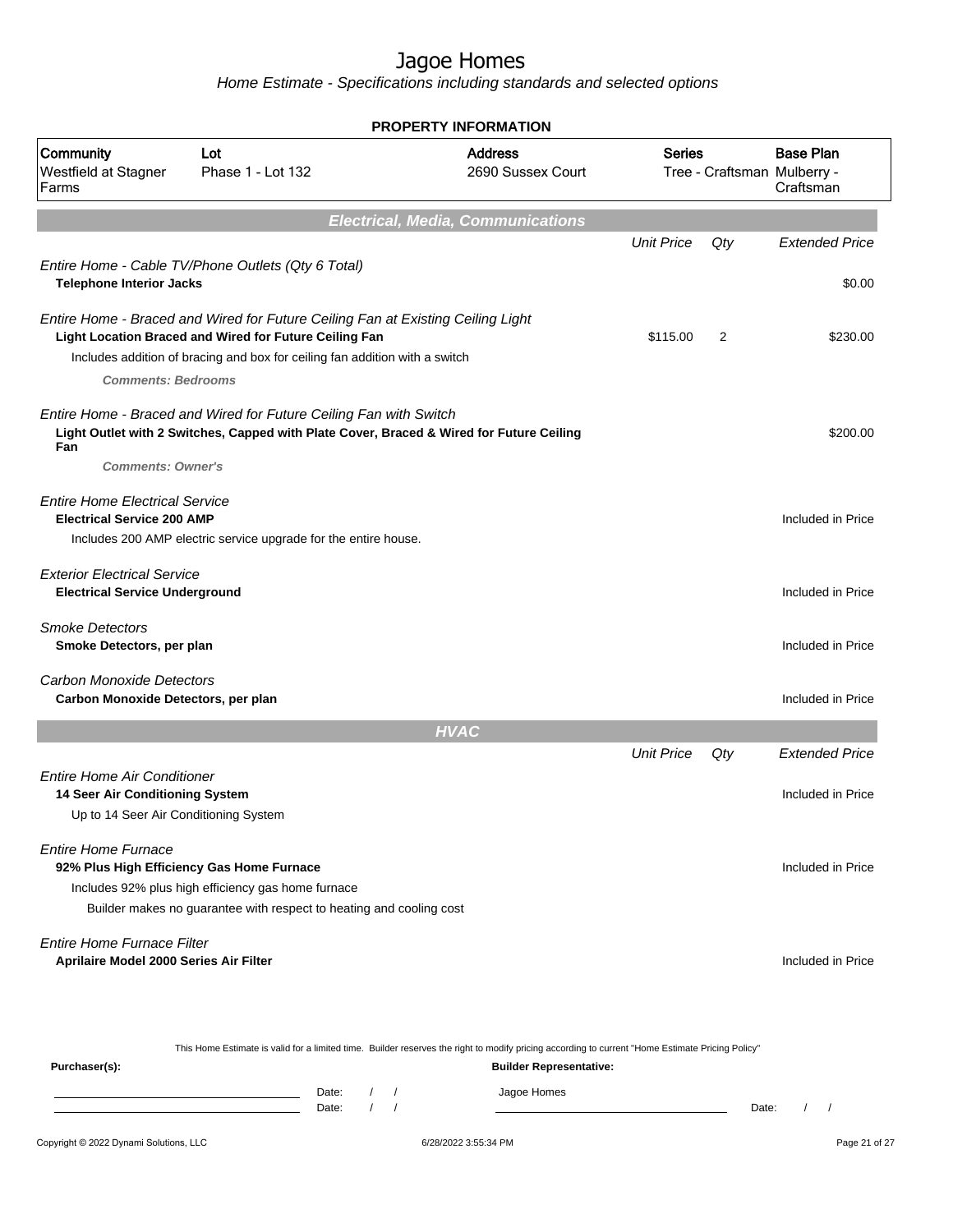# Jagoe Homes

*Home Estimate - Specifications including standards and selected options*

**PROPERTY INFORMATION**

| Community | Lot | Address | Series | Base Plan |
|---|---|---|---|---|
| Westfield at Stagner Farms | Phase 1 - Lot 132 | 2690 Sussex Court | Tree - Craftsman | Mulberry - Craftsman |

## Electrical, Media, Communications

| | Unit Price | Qty | Extended Price |
|---|---|---|---|
| *Entire Home - Cable TV/Phone Outlets (Qty 6 Total)* | | | |
| **Telephone Interior Jacks** | | | $0.00 |
| *Entire Home - Braced and Wired for Future Ceiling Fan at Existing Ceiling Light* | | | |
| **Light Location Braced and Wired for Future Ceiling Fan** | $115.00 | 2 | $230.00 |
| Includes addition of bracing and box for ceiling fan addition with a switch | | | |
| ***Comments: Bedrooms*** | | | |
| *Entire Home - Braced and Wired for Future Ceiling Fan with Switch* | | | |
| **Light Outlet with 2 Switches, Capped with Plate Cover, Braced & Wired for Future Ceiling Fan** | | | $200.00 |
| ***Comments: Owner's*** | | | |
| *Entire Home Electrical Service* | | | |
| **Electrical Service 200 AMP** | | | Included in Price |
| Includes 200 AMP electric service upgrade for the entire house. | | | |
| *Exterior Electrical Service* | | | |
| **Electrical Service Underground** | | | Included in Price |
| *Smoke Detectors* | | | |
| **Smoke Detectors, per plan** | | | Included in Price |
| *Carbon Monoxide Detectors* | | | |
| **Carbon Monoxide Detectors, per plan** | | | Included in Price |

## HVAC

| | Unit Price | Qty | Extended Price |
|---|---|---|---|
| *Entire Home Air Conditioner* | | | |
| **14 Seer Air Conditioning System** | | | Included in Price |
| Up to 14 Seer Air Conditioning System | | | |
| *Entire Home Furnace* | | | |
| **92% Plus High Efficiency Gas Home Furnace** | | | Included in Price |
| Includes 92% plus high efficiency gas home furnace | | | |
| Builder makes no guarantee with respect to heating and cooling cost | | | |
| *Entire Home Furnace Filter* | | | |
| **Aprilaire Model 2000 Series Air Filter** | | | Included in Price |

This Home Estimate is valid for a limited time. Builder reserves the right to modify pricing according to current "Home Estimate Pricing Policy"

**Purchaser(s):** ______________________ Date: / /

______________________ Date: / /

**Builder Representative:** Jagoe Homes ______________________ Date: / /

Copyright © 2022 Dynami Solutions, LLC — 6/28/2022 3:55:34 PM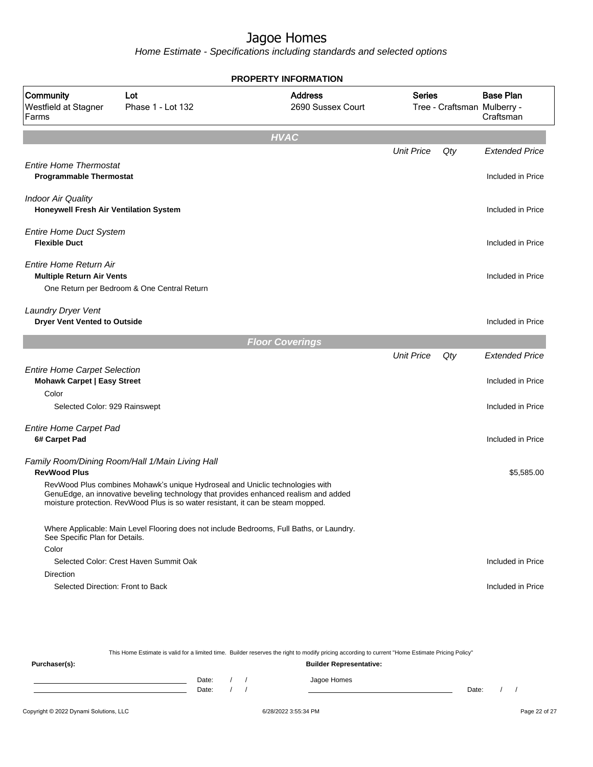# Jagoe Homes

*Home Estimate - Specifications including standards and selected options*

**PROPERTY INFORMATION**

| Community | Lot | Address | Series | Base Plan |
|---|---|---|---|---|
| Westfield at Stagner Farms | Phase 1 - Lot 132 | 2690 Sussex Court | Tree - Craftsman | Mulberry - Craftsman |

## HVAC

| | Unit Price | Qty | Extended Price |
|---|---|---|---|
| *Entire Home Thermostat* | | | |
| **Programmable Thermostat** | | | Included in Price |
| *Indoor Air Quality* | | | |
| **Honeywell Fresh Air Ventilation System** | | | Included in Price |
| *Entire Home Duct System* | | | |
| **Flexible Duct** | | | Included in Price |
| *Entire Home Return Air* | | | |
| **Multiple Return Air Vents** | | | Included in Price |
| One Return per Bedroom & One Central Return | | | |
| *Laundry Dryer Vent* | | | |
| **Dryer Vent Vented to Outside** | | | Included in Price |

## Floor Coverings

| | Unit Price | Qty | Extended Price |
|---|---|---|---|
| *Entire Home Carpet Selection* | | | |
| **Mohawk Carpet \| Easy Street** | | | Included in Price |
| Color | | | |
| Selected Color: 929 Rainswept | | | Included in Price |
| *Entire Home Carpet Pad* | | | |
| **6# Carpet Pad** | | | Included in Price |
| *Family Room/Dining Room/Hall 1/Main Living Hall* | | | |
| **RevWood Plus** | | | $5,585.00 |
| RevWood Plus combines Mohawk's unique Hydroseal and Uniclic technologies with GenuEdge, an innovative beveling technology that provides enhanced realism and added moisture protection. RevWood Plus is so water resistant, it can be steam mopped. | | | |
| Where Applicable: Main Level Flooring does not include Bedrooms, Full Baths, or Laundry. See Specific Plan for Details. | | | |
| Color | | | |
| Selected Color: Crest Haven Summit Oak | | | Included in Price |
| Direction | | | |
| Selected Direction: Front to Back | | | Included in Price |

This Home Estimate is valid for a limited time. Builder reserves the right to modify pricing according to current "Home Estimate Pricing Policy"

**Purchaser(s):**

Date: / /

Date: / /

**Builder Representative:**

Jagoe Homes

Date: / /

Copyright © 2022 Dynami Solutions, LLC — 6/28/2022 3:55:34 PM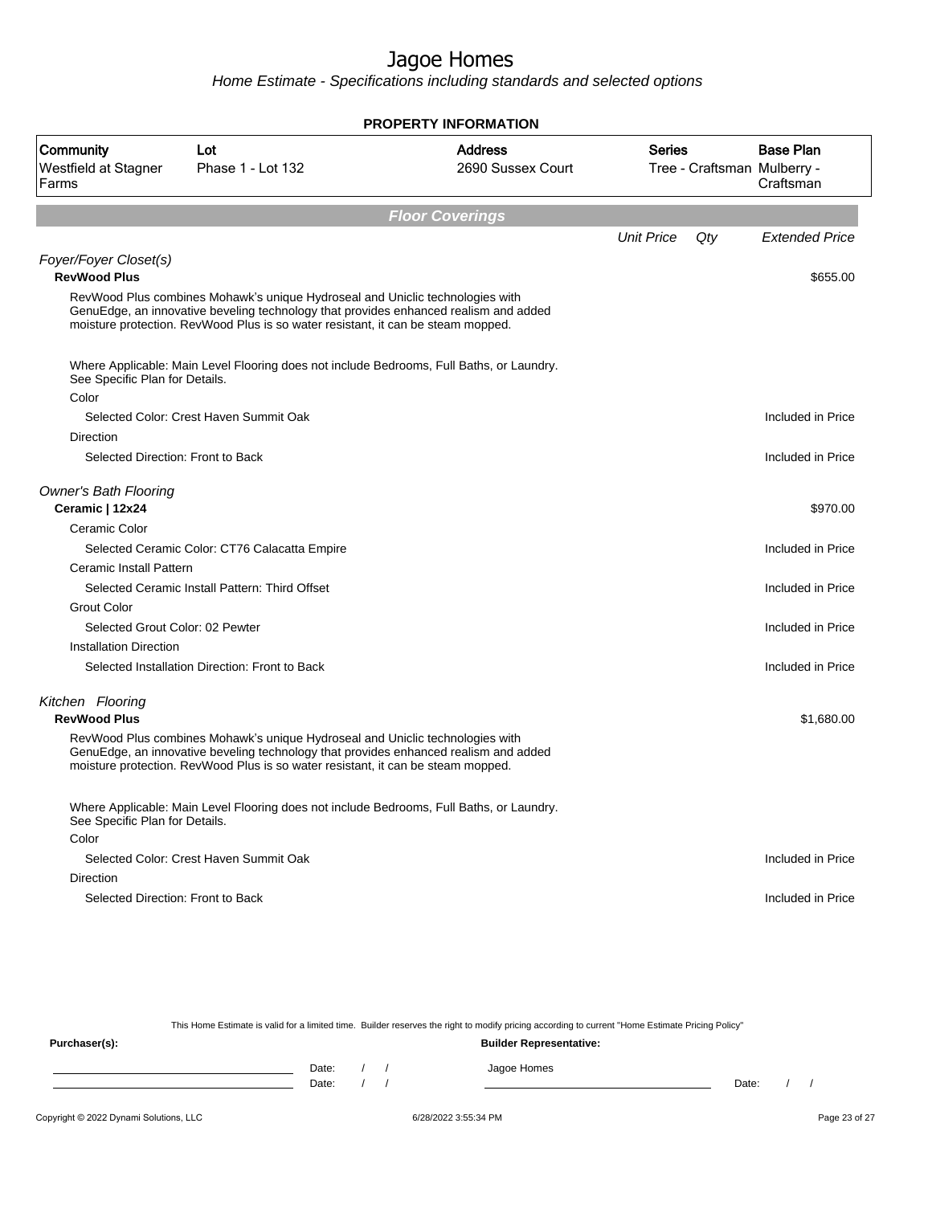# Jagoe Homes

*Home Estimate - Specifications including standards and selected options*

**PROPERTY INFORMATION**

| Community | Lot | Address | Series | Base Plan |
|---|---|---|---|---|
| Westfield at Stagner Farms | Phase 1 - Lot 132 | 2690 Sussex Court | Tree - Craftsman | Mulberry - Craftsman |

## Floor Coverings

| | Unit Price | Qty | Extended Price |
|---|---|---|---|
| *Foyer/Foyer Closet(s)* | | | |
| **RevWood Plus** | | | $655.00 |
| RevWood Plus combines Mohawk's unique Hydroseal and Uniclic technologies with GenuEdge, an innovative beveling technology that provides enhanced realism and added moisture protection. RevWood Plus is so water resistant, it can be steam mopped. | | | |
| Where Applicable: Main Level Flooring does not include Bedrooms, Full Baths, or Laundry. See Specific Plan for Details. | | | |
| Color | | | |
| Selected Color: Crest Haven Summit Oak | | | Included in Price |
| Direction | | | |
| Selected Direction: Front to Back | | | Included in Price |
| *Owner's Bath Flooring* | | | |
| **Ceramic \| 12x24** | | | $970.00 |
| Ceramic Color | | | |
| Selected Ceramic Color: CT76 Calacatta Empire | | | Included in Price |
| Ceramic Install Pattern | | | |
| Selected Ceramic Install Pattern: Third Offset | | | Included in Price |
| Grout Color | | | |
| Selected Grout Color: 02 Pewter | | | Included in Price |
| Installation Direction | | | |
| Selected Installation Direction: Front to Back | | | Included in Price |
| *Kitchen Flooring* | | | |
| **RevWood Plus** | | | $1,680.00 |
| RevWood Plus combines Mohawk's unique Hydroseal and Uniclic technologies with GenuEdge, an innovative beveling technology that provides enhanced realism and added moisture protection. RevWood Plus is so water resistant, it can be steam mopped. | | | |
| Where Applicable: Main Level Flooring does not include Bedrooms, Full Baths, or Laundry. See Specific Plan for Details. | | | |
| Color | | | |
| Selected Color: Crest Haven Summit Oak | | | Included in Price |
| Direction | | | |
| Selected Direction: Front to Back | | | Included in Price |

This Home Estimate is valid for a limited time. Builder reserves the right to modify pricing according to current "Home Estimate Pricing Policy"

**Purchaser(s):**

Date: / /

Date: / /

**Builder Representative:**

Jagoe Homes

Date: / /

Copyright © 2022 Dynami Solutions, LLC — 6/28/2022 3:55:34 PM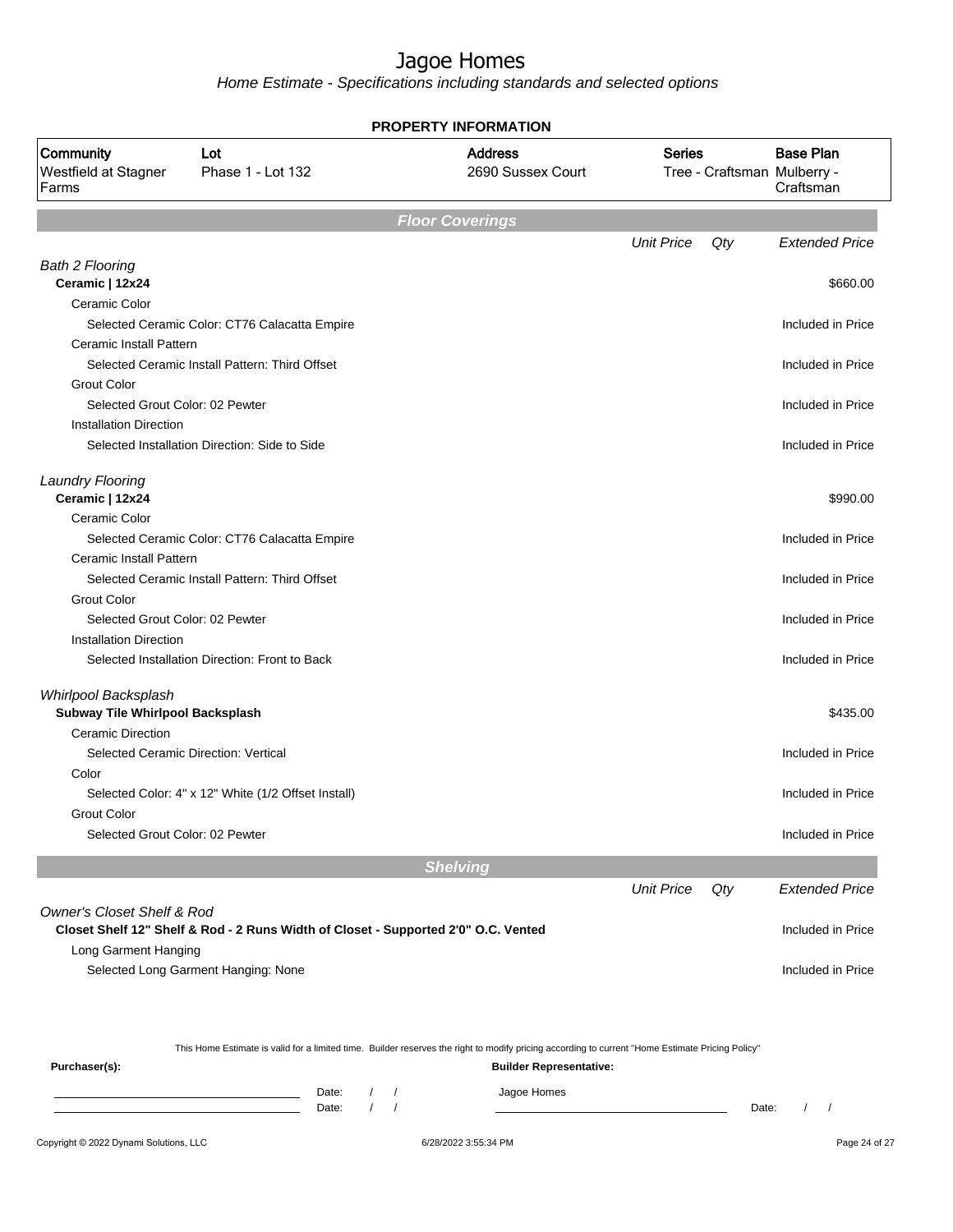# Jagoe Homes

*Home Estimate - Specifications including standards and selected options*

**PROPERTY INFORMATION**

| Community | Lot | Address | Series | Base Plan |
|---|---|---|---|---|
| Westfield at Stagner Farms | Phase 1 - Lot 132 | 2690 Sussex Court | Tree - Craftsman | Mulberry - Craftsman |

## Floor Coverings

| | Unit Price | Qty | Extended Price |
|---|---|---|---|
| *Bath 2 Flooring* | | | |
| **Ceramic \| 12x24** | | | $660.00 |
| Ceramic Color | | | |
| Selected Ceramic Color: CT76 Calacatta Empire | | | Included in Price |
| Ceramic Install Pattern | | | |
| Selected Ceramic Install Pattern: Third Offset | | | Included in Price |
| Grout Color | | | |
| Selected Grout Color: 02 Pewter | | | Included in Price |
| Installation Direction | | | |
| Selected Installation Direction: Side to Side | | | Included in Price |
| *Laundry Flooring* | | | |
| **Ceramic \| 12x24** | | | $990.00 |
| Ceramic Color | | | |
| Selected Ceramic Color: CT76 Calacatta Empire | | | Included in Price |
| Ceramic Install Pattern | | | |
| Selected Ceramic Install Pattern: Third Offset | | | Included in Price |
| Grout Color | | | |
| Selected Grout Color: 02 Pewter | | | Included in Price |
| Installation Direction | | | |
| Selected Installation Direction: Front to Back | | | Included in Price |
| *Whirlpool Backsplash* | | | |
| **Subway Tile Whirlpool Backsplash** | | | $435.00 |
| Ceramic Direction | | | |
| Selected Ceramic Direction: Vertical | | | Included in Price |
| Color | | | |
| Selected Color: 4" x 12" White (1/2 Offset Install) | | | Included in Price |
| Grout Color | | | |
| Selected Grout Color: 02 Pewter | | | Included in Price |

## Shelving

| | Unit Price | Qty | Extended Price |
|---|---|---|---|
| *Owner's Closet Shelf & Rod* | | | |
| **Closet Shelf 12" Shelf & Rod - 2 Runs Width of Closet - Supported 2'0" O.C. Vented** | | | Included in Price |
| Long Garment Hanging | | | |
| Selected Long Garment Hanging: None | | | Included in Price |

This Home Estimate is valid for a limited time. Builder reserves the right to modify pricing according to current "Home Estimate Pricing Policy"

**Purchaser(s):**

Date: / /
Date: / /

**Builder Representative:**

Jagoe Homes

Date: / /

Copyright © 2022 Dynami Solutions, LLC — 6/28/2022 3:55:34 PM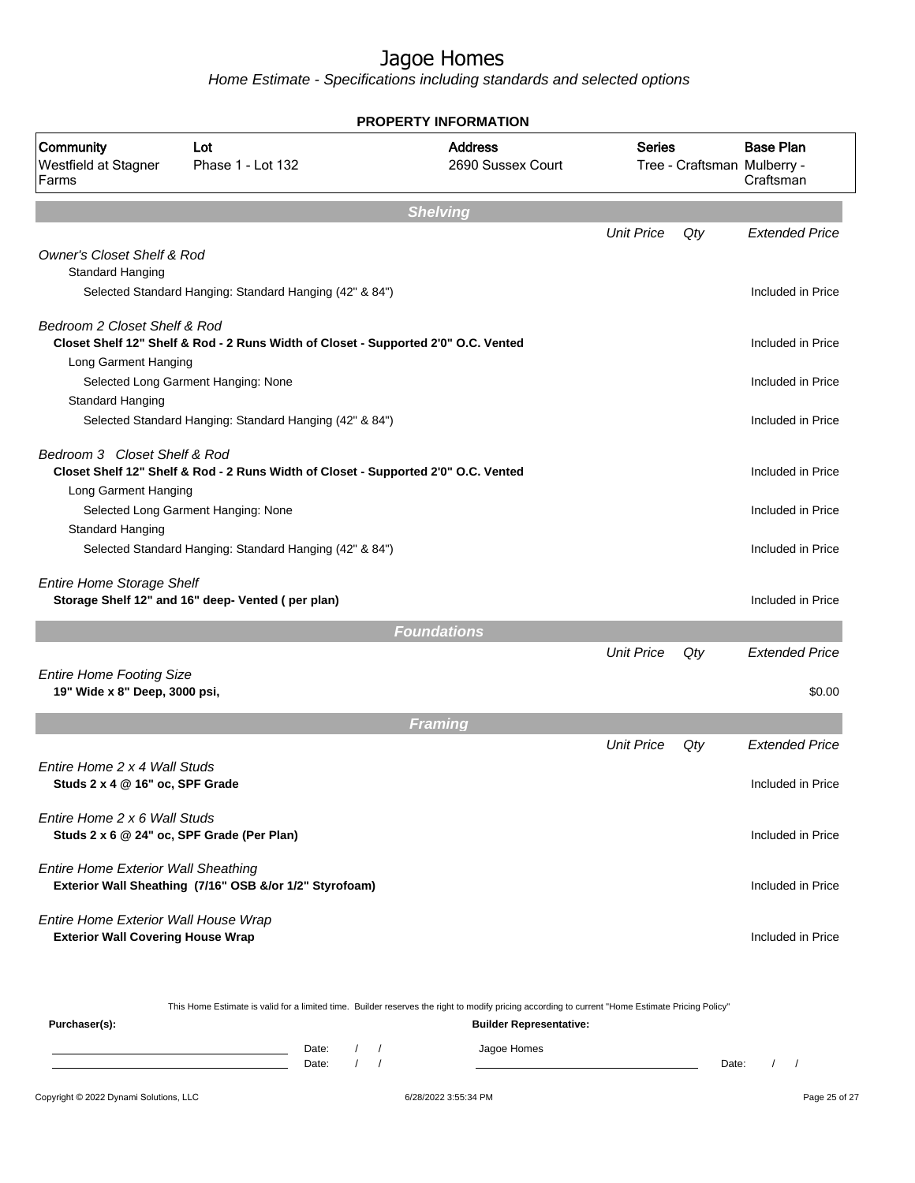# Jagoe Homes

*Home Estimate - Specifications including standards and selected options*

**PROPERTY INFORMATION**

| Community | Lot | Address | Series | Base Plan |
|---|---|---|---|---|
| Westfield at Stagner Farms | Phase 1 - Lot 132 | 2690 Sussex Court | Tree - Craftsman | Mulberry - Craftsman |

## Shelving

| | Unit Price | Qty | Extended Price |
|---|---|---|---|
| *Owner's Closet Shelf & Rod* | | | |
| Standard Hanging | | | |
| Selected Standard Hanging: Standard Hanging (42" & 84") | | | Included in Price |
| *Bedroom 2 Closet Shelf & Rod* | | | |
| **Closet Shelf 12" Shelf & Rod - 2 Runs Width of Closet - Supported 2'0" O.C. Vented** | | | Included in Price |
| Long Garment Hanging | | | |
| Selected Long Garment Hanging: None | | | Included in Price |
| Standard Hanging | | | |
| Selected Standard Hanging: Standard Hanging (42" & 84") | | | Included in Price |
| *Bedroom 3 Closet Shelf & Rod* | | | |
| **Closet Shelf 12" Shelf & Rod - 2 Runs Width of Closet - Supported 2'0" O.C. Vented** | | | Included in Price |
| Long Garment Hanging | | | |
| Selected Long Garment Hanging: None | | | Included in Price |
| Standard Hanging | | | |
| Selected Standard Hanging: Standard Hanging (42" & 84") | | | Included in Price |
| *Entire Home Storage Shelf* | | | |
| **Storage Shelf 12" and 16" deep- Vented ( per plan)** | | | Included in Price |

## Foundations

| | Unit Price | Qty | Extended Price |
|---|---|---|---|
| *Entire Home Footing Size* | | | |
| **19" Wide x 8" Deep, 3000 psi,** | | | $0.00 |

## Framing

| | Unit Price | Qty | Extended Price |
|---|---|---|---|
| *Entire Home 2 x 4 Wall Studs* | | | |
| **Studs 2 x 4 @ 16" oc, SPF Grade** | | | Included in Price |
| *Entire Home 2 x 6 Wall Studs* | | | |
| **Studs 2 x 6 @ 24" oc, SPF Grade (Per Plan)** | | | Included in Price |
| *Entire Home Exterior Wall Sheathing* | | | |
| **Exterior Wall Sheathing (7/16" OSB &/or 1/2" Styrofoam)** | | | Included in Price |
| *Entire Home Exterior Wall House Wrap* | | | |
| **Exterior Wall Covering House Wrap** | | | Included in Price |

This Home Estimate is valid for a limited time. Builder reserves the right to modify pricing according to current "Home Estimate Pricing Policy"

**Purchaser(s):** ______________________ Date: / /
______________________ Date: / /

**Builder Representative:** Jagoe Homes ______________________ Date: / /

Copyright © 2022 Dynami Solutions, LLC — 6/28/2022 3:55:34 PM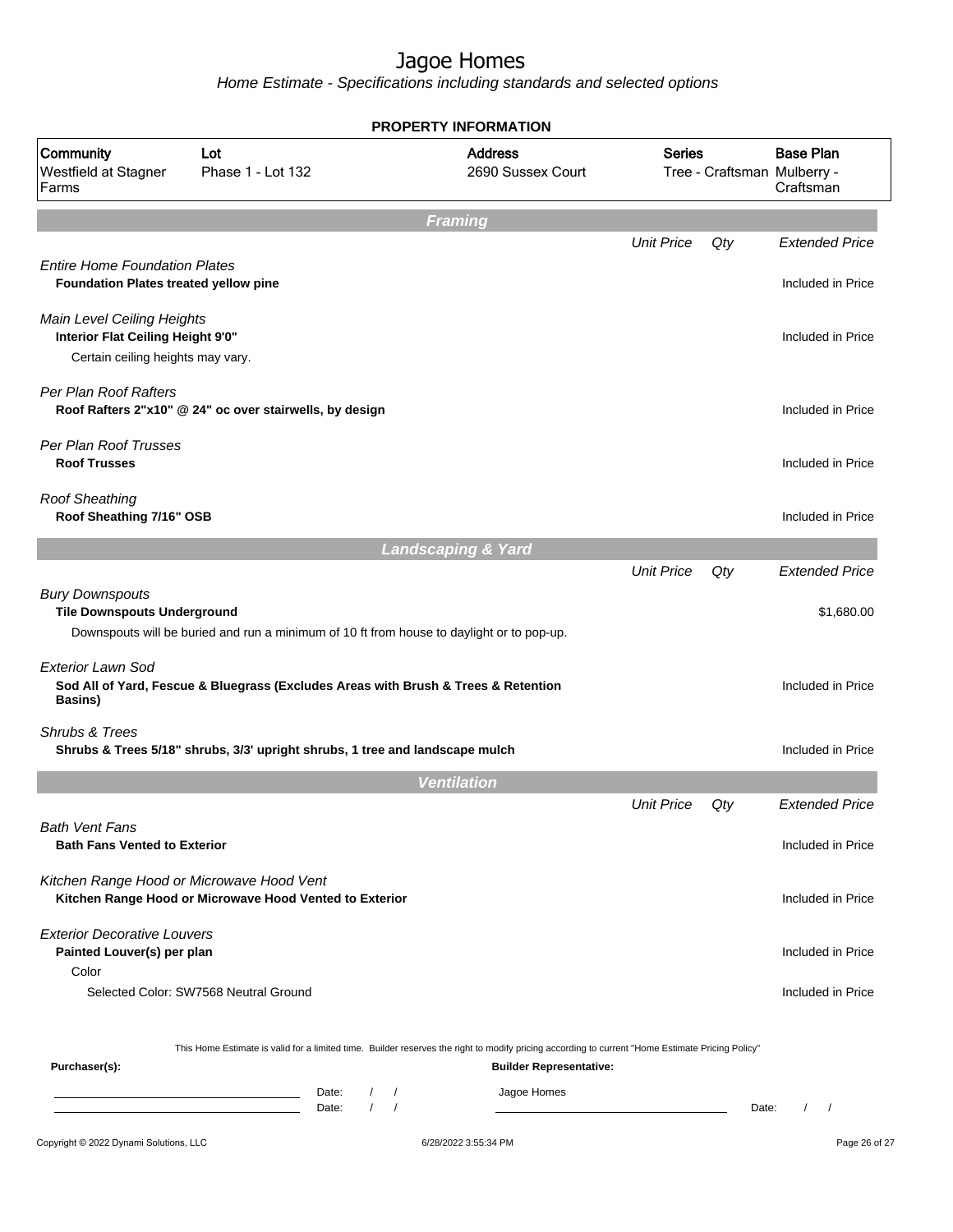# Jagoe Homes

*Home Estimate - Specifications including standards and selected options*

## PROPERTY INFORMATION

| Community | Lot | Address | Series | Base Plan |
|---|---|---|---|---|
| Westfield at Stagner Farms | Phase 1 - Lot 132 | 2690 Sussex Court | Tree - Craftsman | Mulberry - Craftsman |

## Framing

| | Unit Price | Qty | Extended Price |
|---|---|---|---|
| *Entire Home Foundation Plates* | | | |
| **Foundation Plates treated yellow pine** | | | Included in Price |
| *Main Level Ceiling Heights* | | | |
| **Interior Flat Ceiling Height 9'0"** | | | Included in Price |
| Certain ceiling heights may vary. | | | |
| *Per Plan Roof Rafters* | | | |
| **Roof Rafters 2"x10" @ 24" oc over stairwells, by design** | | | Included in Price |
| *Per Plan Roof Trusses* | | | |
| **Roof Trusses** | | | Included in Price |
| *Roof Sheathing* | | | |
| **Roof Sheathing 7/16" OSB** | | | Included in Price |

## Landscaping & Yard

| | Unit Price | Qty | Extended Price |
|---|---|---|---|
| *Bury Downspouts* | | | |
| **Tile Downspouts Underground** | | | $1,680.00 |
| Downspouts will be buried and run a minimum of 10 ft from house to daylight or to pop-up. | | | |
| *Exterior Lawn Sod* | | | |
| **Sod All of Yard, Fescue & Bluegrass (Excludes Areas with Brush & Trees & Retention Basins)** | | | Included in Price |
| *Shrubs & Trees* | | | |
| **Shrubs & Trees 5/18" shrubs, 3/3' upright shrubs, 1 tree and landscape mulch** | | | Included in Price |

## Ventilation

| | Unit Price | Qty | Extended Price |
|---|---|---|---|
| *Bath Vent Fans* | | | |
| **Bath Fans Vented to Exterior** | | | Included in Price |
| *Kitchen Range Hood or Microwave Hood Vent* | | | |
| **Kitchen Range Hood or Microwave Hood Vented to Exterior** | | | Included in Price |
| *Exterior Decorative Louvers* | | | |
| **Painted Louver(s) per plan** | | | Included in Price |
| Color | | | |
| Selected Color: SW7568 Neutral Ground | | | Included in Price |

This Home Estimate is valid for a limited time. Builder reserves the right to modify pricing according to current "Home Estimate Pricing Policy"

**Purchaser(s):**

Date: / /

Date: / /

**Builder Representative:**

Jagoe Homes

Date: / /

Copyright © 2022 Dynami Solutions, LLC — 6/28/2022 3:55:34 PM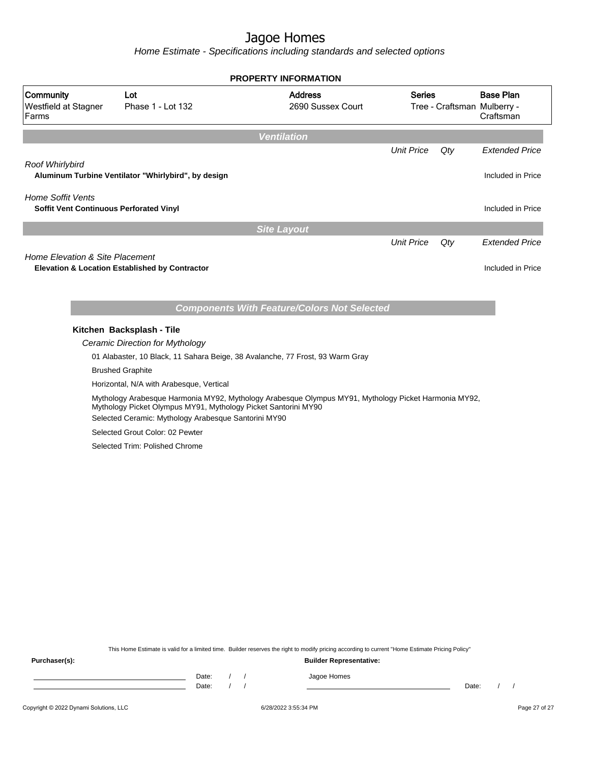# Jagoe Homes

*Home Estimate - Specifications including standards and selected options*

**PROPERTY INFORMATION**

| Community | Lot | Address | Series | Base Plan |
|---|---|---|---|---|
| Westfield at Stagner Farms | Phase 1 - Lot 132 | 2690 Sussex Court | Tree - Craftsman | Mulberry - Craftsman |

## Ventilation

| | Unit Price | Qty | Extended Price |
|---|---|---|---|
| *Roof Whirlybird* | | | |
| **Aluminum Turbine Ventilator "Whirlybird", by design** | | | Included in Price |
| *Home Soffit Vents* | | | |
| **Soffit Vent Continuous Perforated Vinyl** | | | Included in Price |

## Site Layout

| | Unit Price | Qty | Extended Price |
|---|---|---|---|
| *Home Elevation & Site Placement* | | | |
| **Elevation & Location Established by Contractor** | | | Included in Price |

## Components With Feature/Colors Not Selected

**Kitchen Backsplash - Tile**

*Ceramic Direction for Mythology*

01 Alabaster, 10 Black, 11 Sahara Beige, 38 Avalanche, 77 Frost, 93 Warm Gray

Brushed Graphite

Horizontal, N/A with Arabesque, Vertical

Mythology Arabesque Harmonia MY92, Mythology Arabesque Olympus MY91, Mythology Picket Harmonia MY92, Mythology Picket Olympus MY91, Mythology Picket Santorini MY90

Selected Ceramic: Mythology Arabesque Santorini MY90

Selected Grout Color: 02 Pewter

Selected Trim: Polished Chrome

This Home Estimate is valid for a limited time. Builder reserves the right to modify pricing according to current "Home Estimate Pricing Policy"

**Purchaser(s):**

Date: / /

Date: / /

**Builder Representative:**

Jagoe Homes

Date: / /

Copyright © 2022 Dynami Solutions, LLC

6/28/2022 3:55:34 PM